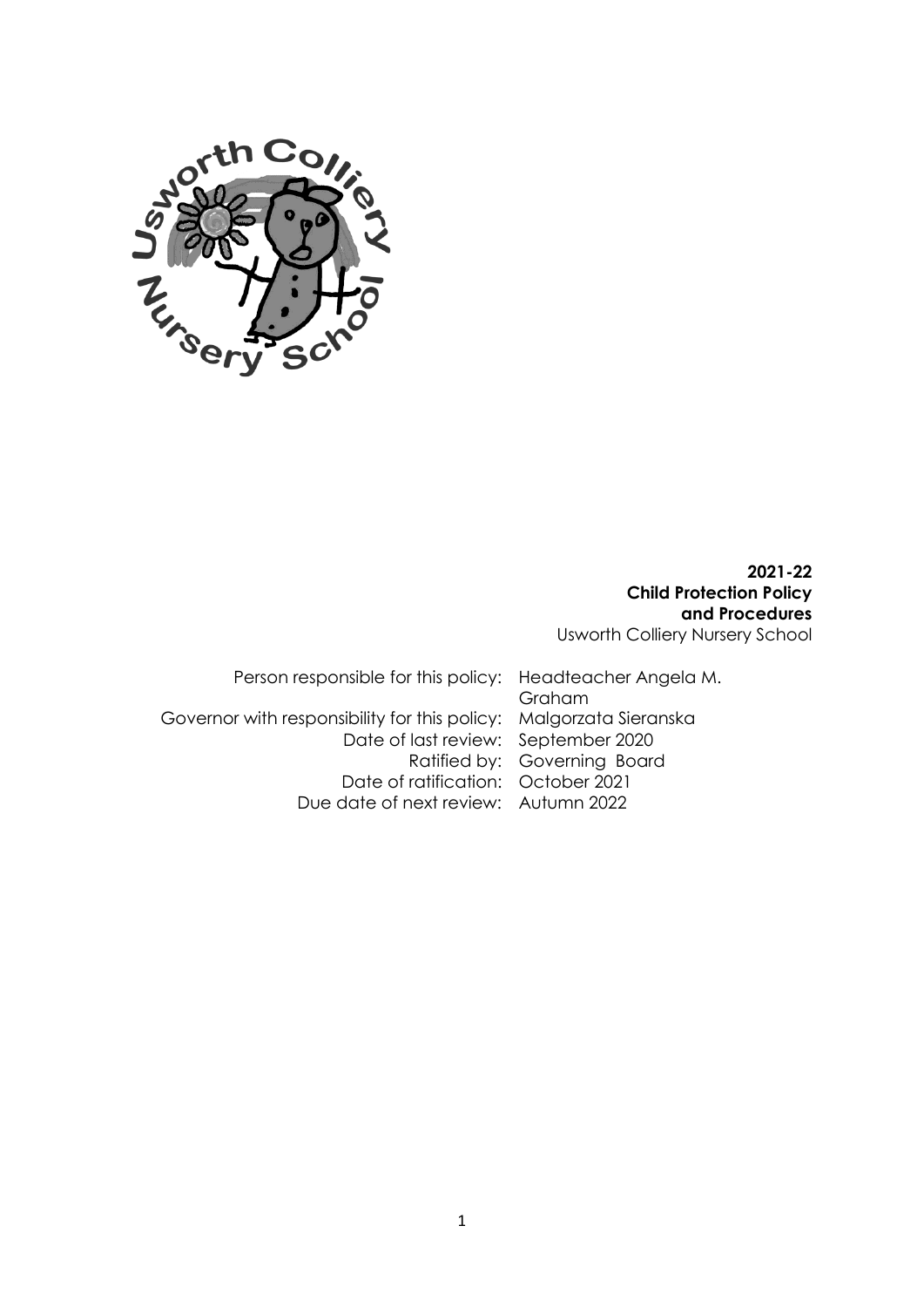**2021-22**
**Child Protection Policy and Procedures**
Usworth Colliery Nursery School

| | |
|---|---|
| Person responsible for this policy: | Headteacher Angela M. Graham |
| Governor with responsibility for this policy: | Malgorzata Sieranska |
| Date of last review: | September 2020 |
| Ratified by: | Governing Board |
| Date of ratification: | October 2021 |
| Due date of next review: | Autumn 2022 |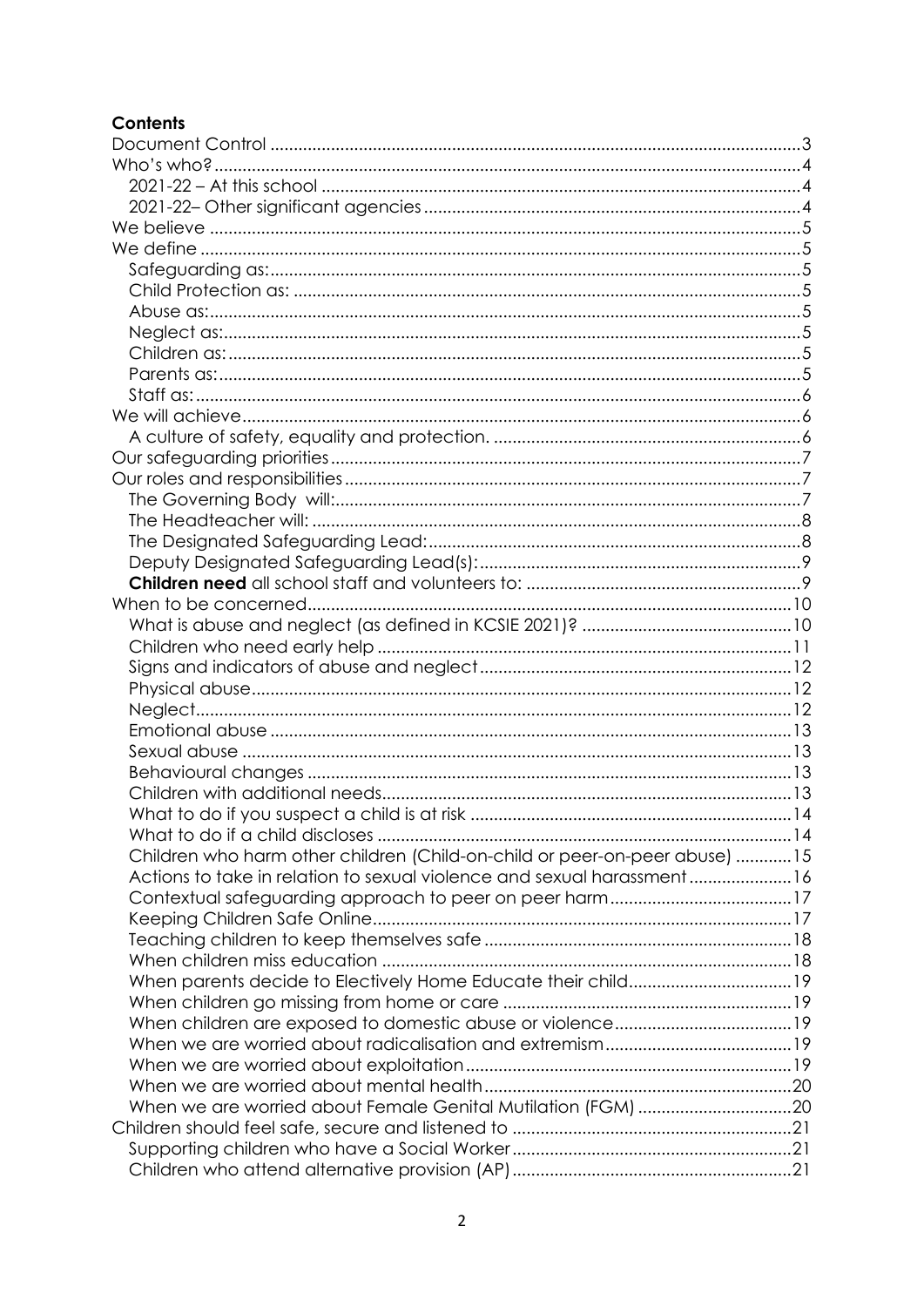**Contents**

Document Control .......... 3
Who's who? .......... 4
- 2021-22 – At this school .......... 4
- 2021-22– Other significant agencies .......... 4

We believe .......... 5
We define .......... 5
- Safeguarding as: .......... 5
- Child Protection as: .......... 5
- Abuse as: .......... 5
- Neglect as: .......... 5
- Children as: .......... 5
- Parents as: .......... 5
- Staff as: .......... 6

We will achieve .......... 6
- A culture of safety, equality and protection. .......... 6

Our safeguarding priorities .......... 7
Our roles and responsibilities .......... 7
- The Governing Body will: .......... 7
- The Headteacher will: .......... 8
- The Designated Safeguarding Lead: .......... 8
- Deputy Designated Safeguarding Lead(s): .......... 9
- **Children need** all school staff and volunteers to: .......... 9

When to be concerned .......... 10
- What is abuse and neglect (as defined in KCSIE 2021)? .......... 10
- Children who need early help .......... 11
- Signs and indicators of abuse and neglect .......... 12
- Physical abuse .......... 12
- Neglect .......... 12
- Emotional abuse .......... 13
- Sexual abuse .......... 13
- Behavioural changes .......... 13
- Children with additional needs .......... 13
- What to do if you suspect a child is at risk .......... 14
- What to do if a child discloses .......... 14
- Children who harm other children (Child-on-child or peer-on-peer abuse) .......... 15
- Actions to take in relation to sexual violence and sexual harassment .......... 16
- Contextual safeguarding approach to peer on peer harm .......... 17
- Keeping Children Safe Online .......... 17
- Teaching children to keep themselves safe .......... 18
- When children miss education .......... 18
- When parents decide to Electively Home Educate their child .......... 19
- When children go missing from home or care .......... 19
- When children are exposed to domestic abuse or violence .......... 19
- When we are worried about radicalisation and extremism .......... 19
- When we are worried about exploitation .......... 19
- When we are worried about mental health .......... 20
- When we are worried about Female Genital Mutilation (FGM) .......... 20

Children should feel safe, secure and listened to .......... 21
- Supporting children who have a Social Worker .......... 21
- Children who attend alternative provision (AP) .......... 21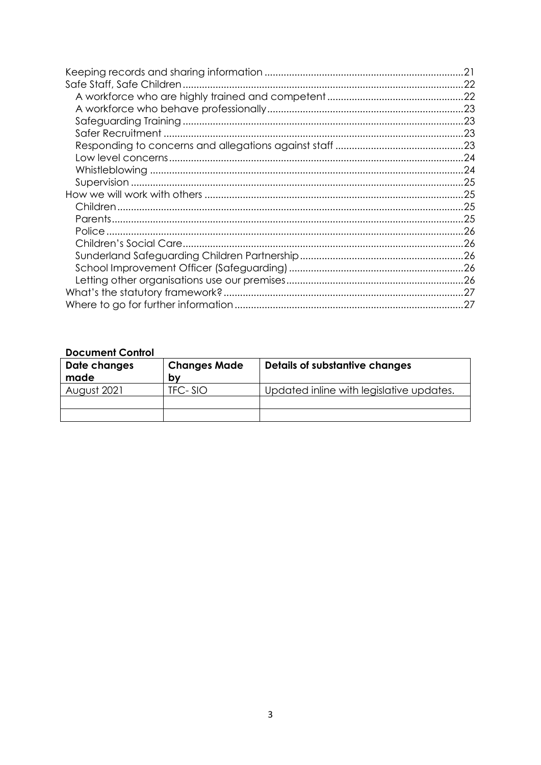Keeping records and sharing information ........................................................................21
Safe Staff, Safe Children ......................................................................................................22
- A workforce who are highly trained and competent ..................................................22
- A workforce who behave professionally ........................................................................23
- Safeguarding Training ......................................................................................................23
- Safer Recruitment .............................................................................................................23
- Responding to concerns and allegations against staff ...............................................23
- Low level concerns ...........................................................................................................24
- Whistleblowing ..................................................................................................................24
- Supervision .........................................................................................................................25

How we will work with others ..............................................................................................25
- Children ..............................................................................................................................25
- Parents ................................................................................................................................25
- Police ..................................................................................................................................26
- Children's Social Care .......................................................................................................26
- Sunderland Safeguarding Children Partnership ............................................................26
- School Improvement Officer (Safeguarding) ................................................................26
- Letting other organisations use our premises .................................................................26

What's the statutory framework? .......................................................................................27
Where to go for further information ....................................................................................27

**Document Control**

| Date changes made | Changes Made by | Details of substantive changes |
|---|---|---|
| August 2021 | TFC- SIO | Updated inline with legislative updates. |
| | | |
| | | |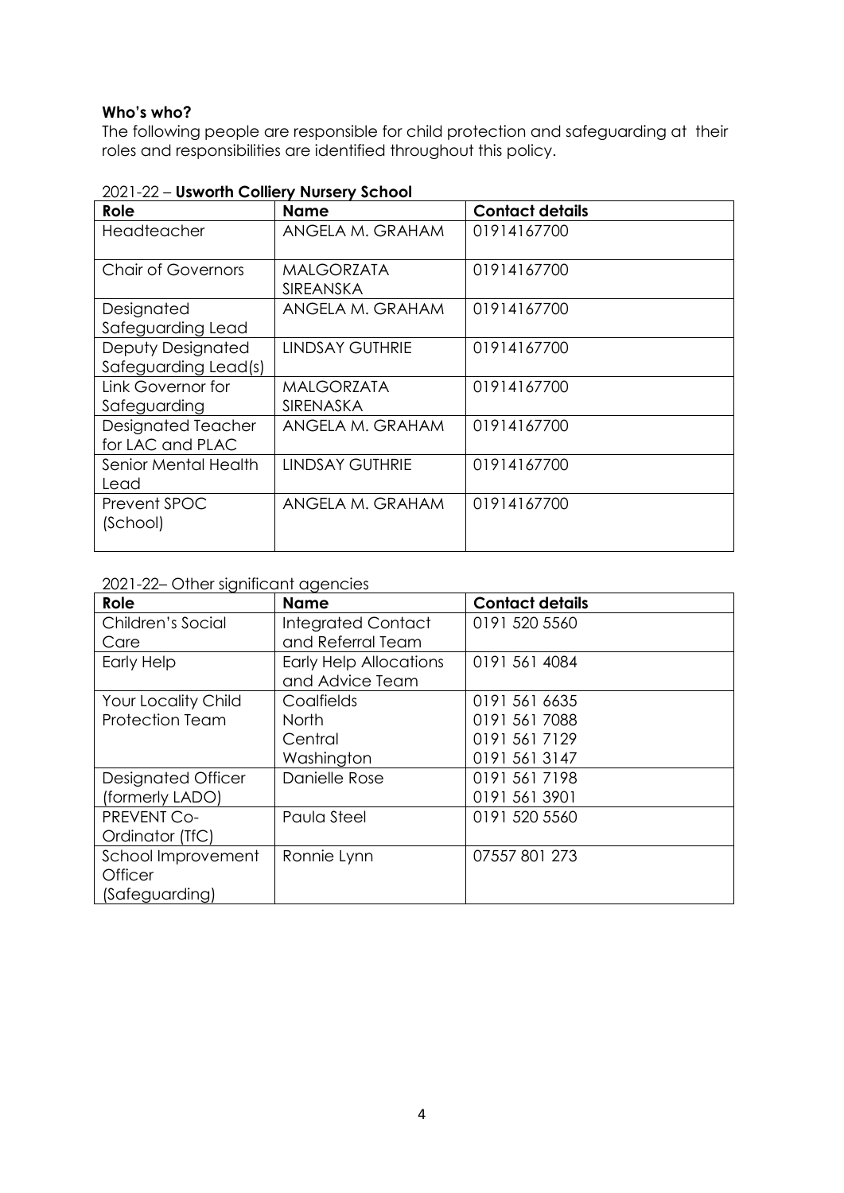**Who's who?**

The following people are responsible for child protection and safeguarding at their roles and responsibilities are identified throughout this policy.

2021-22 – **Usworth Colliery Nursery School**

| Role | Name | Contact details |
|---|---|---|
| Headteacher | ANGELA M. GRAHAM | 01914167700 |
| Chair of Governors | MALGORZATA SIREANSKA | 01914167700 |
| Designated Safeguarding Lead | ANGELA M. GRAHAM | 01914167700 |
| Deputy Designated Safeguarding Lead(s) | LINDSAY GUTHRIE | 01914167700 |
| Link Governor for Safeguarding | MALGORZATA SIRENASKA | 01914167700 |
| Designated Teacher for LAC and PLAC | ANGELA M. GRAHAM | 01914167700 |
| Senior Mental Health Lead | LINDSAY GUTHRIE | 01914167700 |
| Prevent SPOC (School) | ANGELA M. GRAHAM | 01914167700 |

2021-22– Other significant agencies

| Role | Name | Contact details |
|---|---|---|
| Children's Social Care | Integrated Contact and Referral Team | 0191 520 5560 |
| Early Help | Early Help Allocations and Advice Team | 0191 561 4084 |
| Your Locality Child Protection Team | Coalfields<br>North<br>Central<br>Washington | 0191 561 6635<br>0191 561 7088<br>0191 561 7129<br>0191 561 3147 |
| Designated Officer (formerly LADO) | Danielle Rose | 0191 561 7198<br>0191 561 3901 |
| PREVENT Co-Ordinator (TfC) | Paula Steel | 0191 520 5560 |
| School Improvement Officer (Safeguarding) | Ronnie Lynn | 07557 801 273 |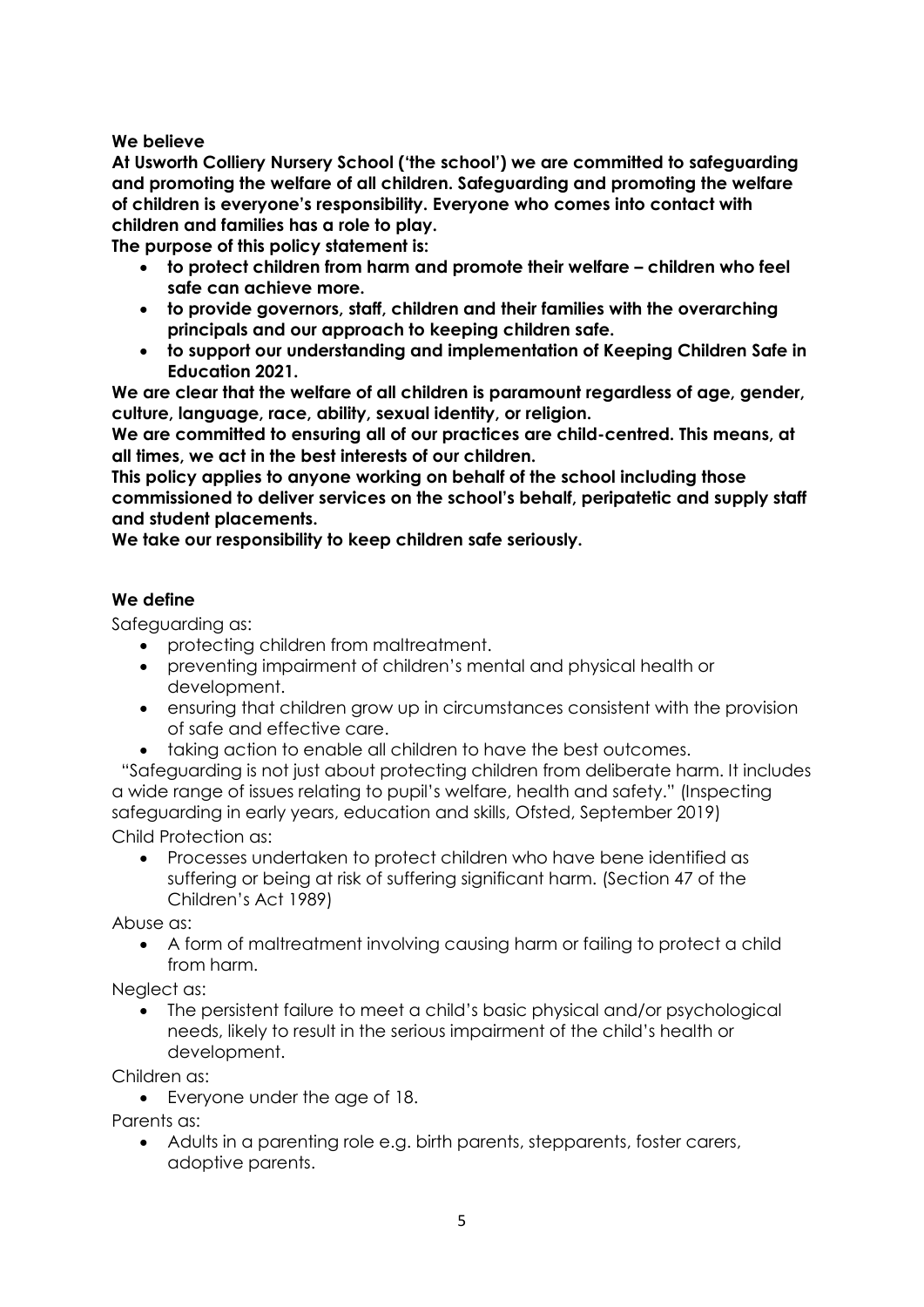**We believe**

**At Usworth Colliery Nursery School ('the school') we are committed to safeguarding and promoting the welfare of all children. Safeguarding and promoting the welfare of children is everyone's responsibility. Everyone who comes into contact with children and families has a role to play.**

**The purpose of this policy statement is:**

- **to protect children from harm and promote their welfare – children who feel safe can achieve more.**
- **to provide governors, staff, children and their families with the overarching principals and our approach to keeping children safe.**
- **to support our understanding and implementation of Keeping Children Safe in Education 2021.**

**We are clear that the welfare of all children is paramount regardless of age, gender, culture, language, race, ability, sexual identity, or religion.**

**We are committed to ensuring all of our practices are child-centred. This means, at all times, we act in the best interests of our children.**

**This policy applies to anyone working on behalf of the school including those commissioned to deliver services on the school's behalf, peripatetic and supply staff and student placements.**

**We take our responsibility to keep children safe seriously.**

**We define**

Safeguarding as:

- protecting children from maltreatment.
- preventing impairment of children's mental and physical health or development.
- ensuring that children grow up in circumstances consistent with the provision of safe and effective care.
- taking action to enable all children to have the best outcomes.

"Safeguarding is not just about protecting children from deliberate harm. It includes a wide range of issues relating to pupil's welfare, health and safety." (Inspecting safeguarding in early years, education and skills, Ofsted, September 2019)

Child Protection as:

- Processes undertaken to protect children who have bene identified as suffering or being at risk of suffering significant harm. (Section 47 of the Children's Act 1989)

Abuse as:

- A form of maltreatment involving causing harm or failing to protect a child from harm.

Neglect as:

- The persistent failure to meet a child's basic physical and/or psychological needs, likely to result in the serious impairment of the child's health or development.

Children as:

- Everyone under the age of 18.

Parents as:

- Adults in a parenting role e.g. birth parents, stepparents, foster carers, adoptive parents.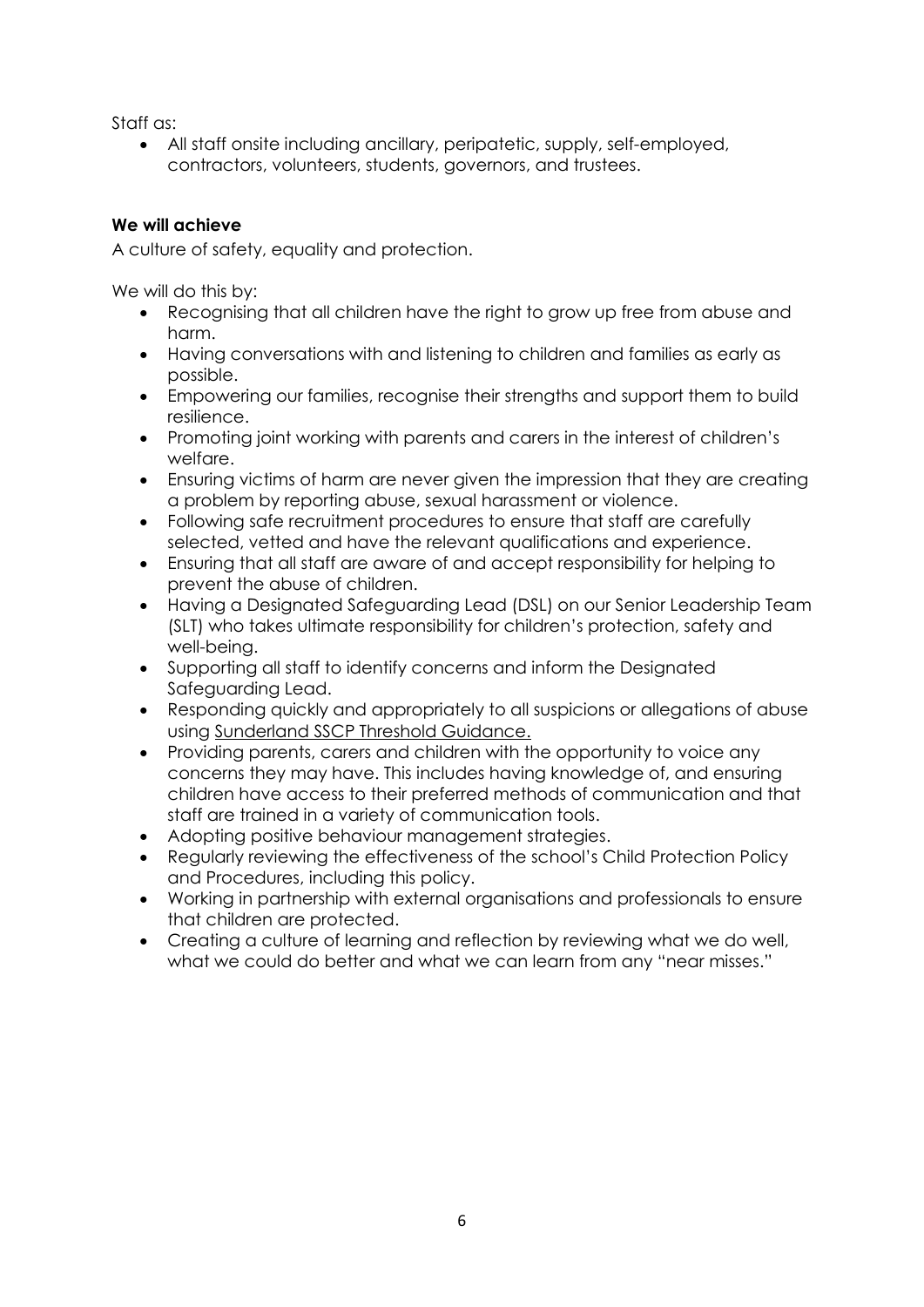Staff as:

- All staff onsite including ancillary, peripatetic, supply, self-employed, contractors, volunteers, students, governors, and trustees.

**We will achieve**

A culture of safety, equality and protection.

We will do this by:

- Recognising that all children have the right to grow up free from abuse and harm.
- Having conversations with and listening to children and families as early as possible.
- Empowering our families, recognise their strengths and support them to build resilience.
- Promoting joint working with parents and carers in the interest of children's welfare.
- Ensuring victims of harm are never given the impression that they are creating a problem by reporting abuse, sexual harassment or violence.
- Following safe recruitment procedures to ensure that staff are carefully selected, vetted and have the relevant qualifications and experience.
- Ensuring that all staff are aware of and accept responsibility for helping to prevent the abuse of children.
- Having a Designated Safeguarding Lead (DSL) on our Senior Leadership Team (SLT) who takes ultimate responsibility for children's protection, safety and well-being.
- Supporting all staff to identify concerns and inform the Designated Safeguarding Lead.
- Responding quickly and appropriately to all suspicions or allegations of abuse using Sunderland SSCP Threshold Guidance.
- Providing parents, carers and children with the opportunity to voice any concerns they may have. This includes having knowledge of, and ensuring children have access to their preferred methods of communication and that staff are trained in a variety of communication tools.
- Adopting positive behaviour management strategies.
- Regularly reviewing the effectiveness of the school's Child Protection Policy and Procedures, including this policy.
- Working in partnership with external organisations and professionals to ensure that children are protected.
- Creating a culture of learning and reflection by reviewing what we do well, what we could do better and what we can learn from any "near misses."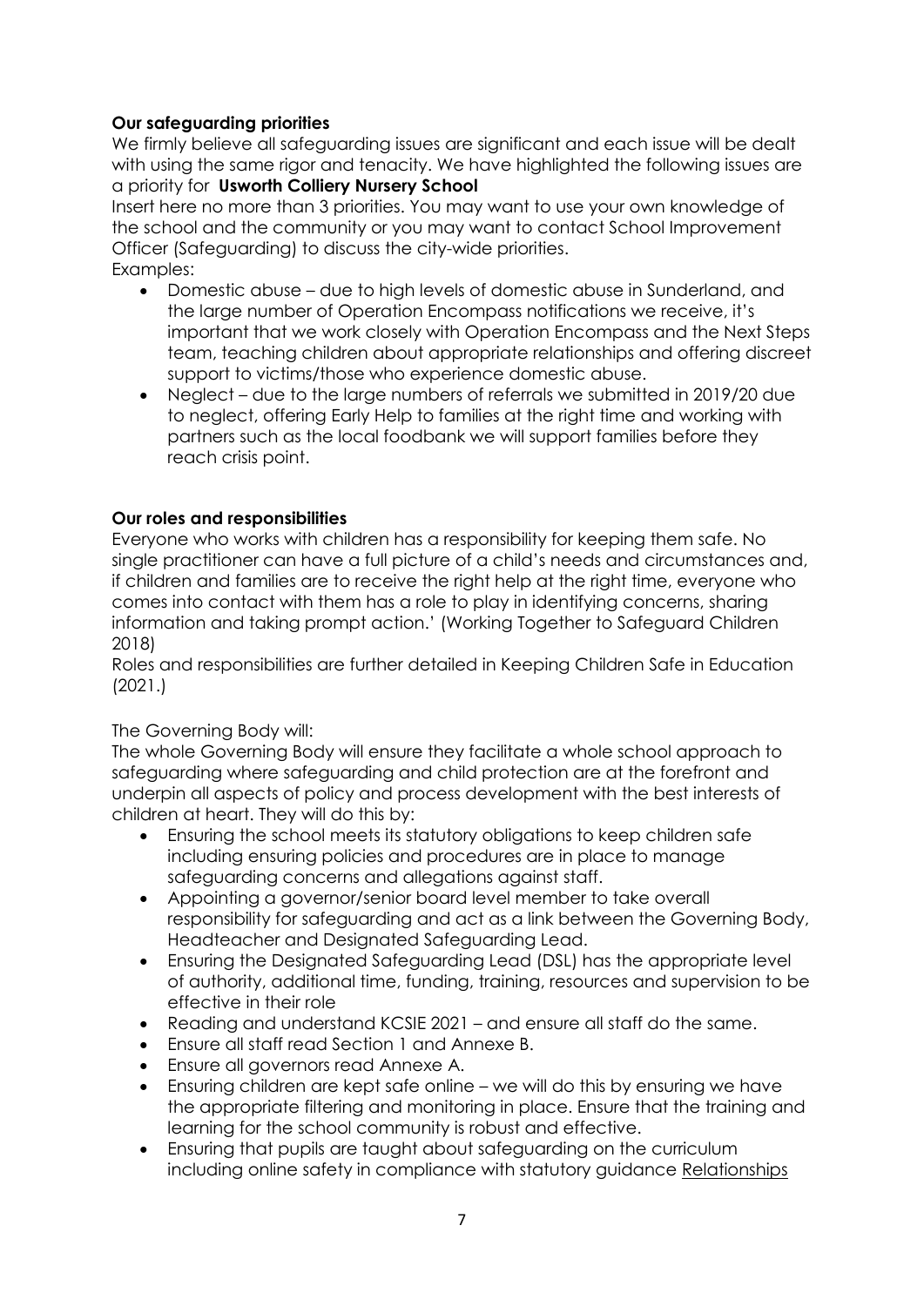**Our safeguarding priorities**

We firmly believe all safeguarding issues are significant and each issue will be dealt with using the same rigor and tenacity. We have highlighted the following issues are a priority for **Usworth Colliery Nursery School**

Insert here no more than 3 priorities. You may want to use your own knowledge of the school and the community or you may want to contact School Improvement Officer (Safeguarding) to discuss the city-wide priorities.

Examples:

- Domestic abuse – due to high levels of domestic abuse in Sunderland, and the large number of Operation Encompass notifications we receive, it's important that we work closely with Operation Encompass and the Next Steps team, teaching children about appropriate relationships and offering discreet support to victims/those who experience domestic abuse.
- Neglect – due to the large numbers of referrals we submitted in 2019/20 due to neglect, offering Early Help to families at the right time and working with partners such as the local foodbank we will support families before they reach crisis point.

**Our roles and responsibilities**

Everyone who works with children has a responsibility for keeping them safe. No single practitioner can have a full picture of a child's needs and circumstances and, if children and families are to receive the right help at the right time, everyone who comes into contact with them has a role to play in identifying concerns, sharing information and taking prompt action.' (Working Together to Safeguard Children 2018)

Roles and responsibilities are further detailed in Keeping Children Safe in Education (2021.)

The Governing Body will:

The whole Governing Body will ensure they facilitate a whole school approach to safeguarding where safeguarding and child protection are at the forefront and underpin all aspects of policy and process development with the best interests of children at heart. They will do this by:

- Ensuring the school meets its statutory obligations to keep children safe including ensuring policies and procedures are in place to manage safeguarding concerns and allegations against staff.
- Appointing a governor/senior board level member to take overall responsibility for safeguarding and act as a link between the Governing Body, Headteacher and Designated Safeguarding Lead.
- Ensuring the Designated Safeguarding Lead (DSL) has the appropriate level of authority, additional time, funding, training, resources and supervision to be effective in their role
- Reading and understand KCSIE 2021 – and ensure all staff do the same.
- Ensure all staff read Section 1 and Annexe B.
- Ensure all governors read Annexe A.
- Ensuring children are kept safe online – we will do this by ensuring we have the appropriate filtering and monitoring in place. Ensure that the training and learning for the school community is robust and effective.
- Ensuring that pupils are taught about safeguarding on the curriculum including online safety in compliance with statutory guidance Relationships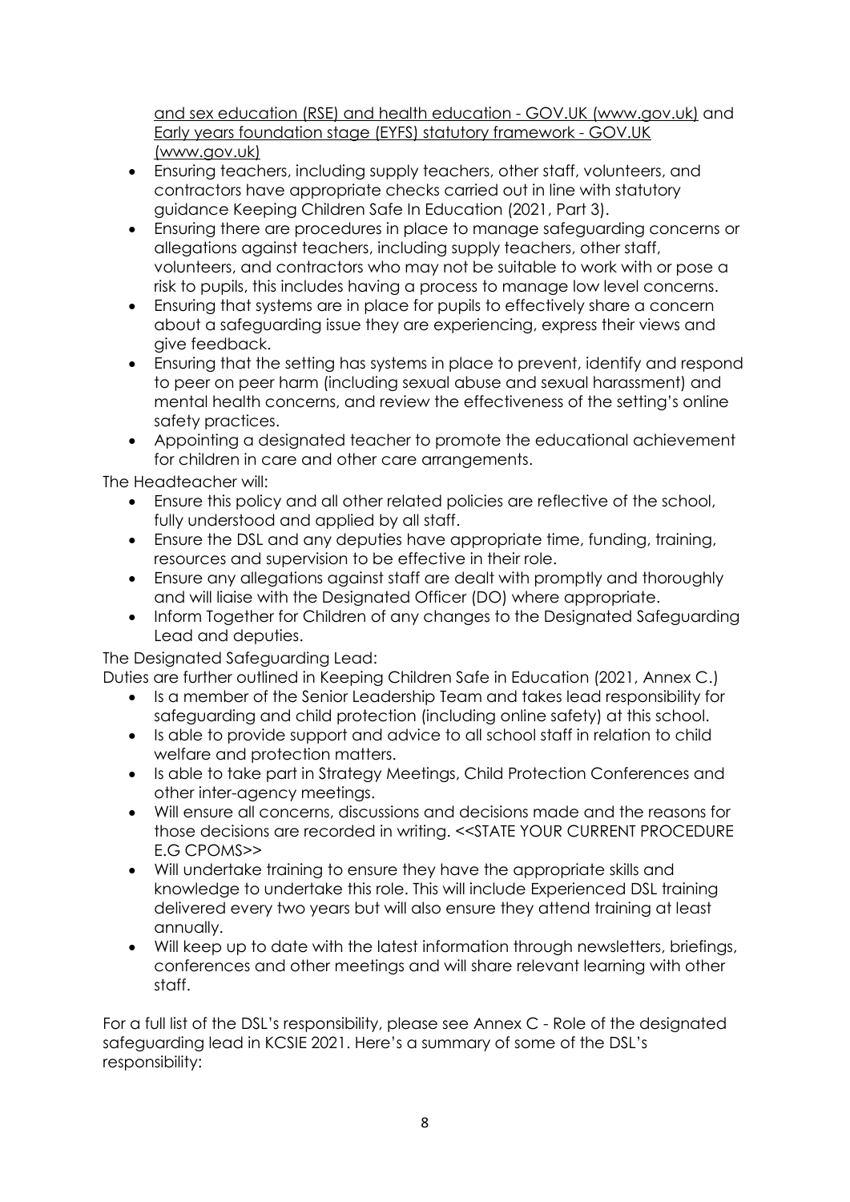[and sex education (RSE) and health education - GOV.UK (www.gov.uk)](#) and [Early years foundation stage (EYFS) statutory framework - GOV.UK (www.gov.uk)](#)

- Ensuring teachers, including supply teachers, other staff, volunteers, and contractors have appropriate checks carried out in line with statutory guidance Keeping Children Safe In Education (2021, Part 3).
- Ensuring there are procedures in place to manage safeguarding concerns or allegations against teachers, including supply teachers, other staff, volunteers, and contractors who may not be suitable to work with or pose a risk to pupils, this includes having a process to manage low level concerns.
- Ensuring that systems are in place for pupils to effectively share a concern about a safeguarding issue they are experiencing, express their views and give feedback.
- Ensuring that the setting has systems in place to prevent, identify and respond to peer on peer harm (including sexual abuse and sexual harassment) and mental health concerns, and review the effectiveness of the setting's online safety practices.
- Appointing a designated teacher to promote the educational achievement for children in care and other care arrangements.

The Headteacher will:

- Ensure this policy and all other related policies are reflective of the school, fully understood and applied by all staff.
- Ensure the DSL and any deputies have appropriate time, funding, training, resources and supervision to be effective in their role.
- Ensure any allegations against staff are dealt with promptly and thoroughly and will liaise with the Designated Officer (DO) where appropriate.
- Inform Together for Children of any changes to the Designated Safeguarding Lead and deputies.

The Designated Safeguarding Lead:

Duties are further outlined in Keeping Children Safe in Education (2021, Annex C.)

- Is a member of the Senior Leadership Team and takes lead responsibility for safeguarding and child protection (including online safety) at this school.
- Is able to provide support and advice to all school staff in relation to child welfare and protection matters.
- Is able to take part in Strategy Meetings, Child Protection Conferences and other inter-agency meetings.
- Will ensure all concerns, discussions and decisions made and the reasons for those decisions are recorded in writing. <<STATE YOUR CURRENT PROCEDURE E.G CPOMS>>
- Will undertake training to ensure they have the appropriate skills and knowledge to undertake this role. This will include Experienced DSL training delivered every two years but will also ensure they attend training at least annually.
- Will keep up to date with the latest information through newsletters, briefings, conferences and other meetings and will share relevant learning with other staff.

For a full list of the DSL's responsibility, please see Annex C - Role of the designated safeguarding lead in KCSIE 2021. Here's a summary of some of the DSL's responsibility: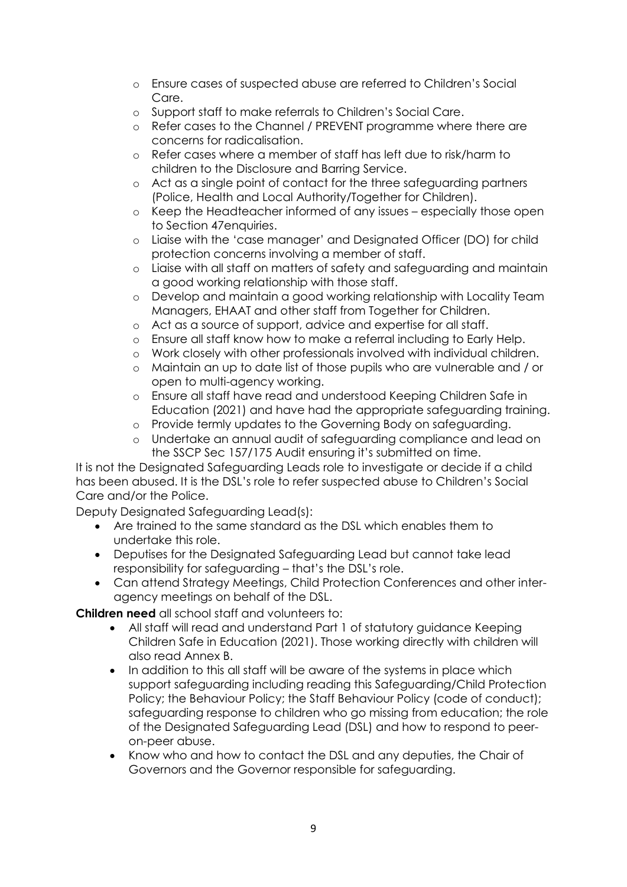- Ensure cases of suspected abuse are referred to Children's Social Care.
- Support staff to make referrals to Children's Social Care.
- Refer cases to the Channel / PREVENT programme where there are concerns for radicalisation.
- Refer cases where a member of staff has left due to risk/harm to children to the Disclosure and Barring Service.
- Act as a single point of contact for the three safeguarding partners (Police, Health and Local Authority/Together for Children).
- Keep the Headteacher informed of any issues – especially those open to Section 47enquiries.
- Liaise with the 'case manager' and Designated Officer (DO) for child protection concerns involving a member of staff.
- Liaise with all staff on matters of safety and safeguarding and maintain a good working relationship with those staff.
- Develop and maintain a good working relationship with Locality Team Managers, EHAAT and other staff from Together for Children.
- Act as a source of support, advice and expertise for all staff.
- Ensure all staff know how to make a referral including to Early Help.
- Work closely with other professionals involved with individual children.
- Maintain an up to date list of those pupils who are vulnerable and / or open to multi-agency working.
- Ensure all staff have read and understood Keeping Children Safe in Education (2021) and have had the appropriate safeguarding training.
- Provide termly updates to the Governing Body on safeguarding.
- Undertake an annual audit of safeguarding compliance and lead on the SSCP Sec 157/175 Audit ensuring it's submitted on time.

It is not the Designated Safeguarding Leads role to investigate or decide if a child has been abused. It is the DSL's role to refer suspected abuse to Children's Social Care and/or the Police.

Deputy Designated Safeguarding Lead(s):

- Are trained to the same standard as the DSL which enables them to undertake this role.
- Deputises for the Designated Safeguarding Lead but cannot take lead responsibility for safeguarding – that's the DSL's role.
- Can attend Strategy Meetings, Child Protection Conferences and other inter-agency meetings on behalf of the DSL.

**Children need** all school staff and volunteers to:

- All staff will read and understand Part 1 of statutory guidance Keeping Children Safe in Education (2021). Those working directly with children will also read Annex B.
- In addition to this all staff will be aware of the systems in place which support safeguarding including reading this Safeguarding/Child Protection Policy; the Behaviour Policy; the Staff Behaviour Policy (code of conduct); safeguarding response to children who go missing from education; the role of the Designated Safeguarding Lead (DSL) and how to respond to peer-on-peer abuse.
- Know who and how to contact the DSL and any deputies, the Chair of Governors and the Governor responsible for safeguarding.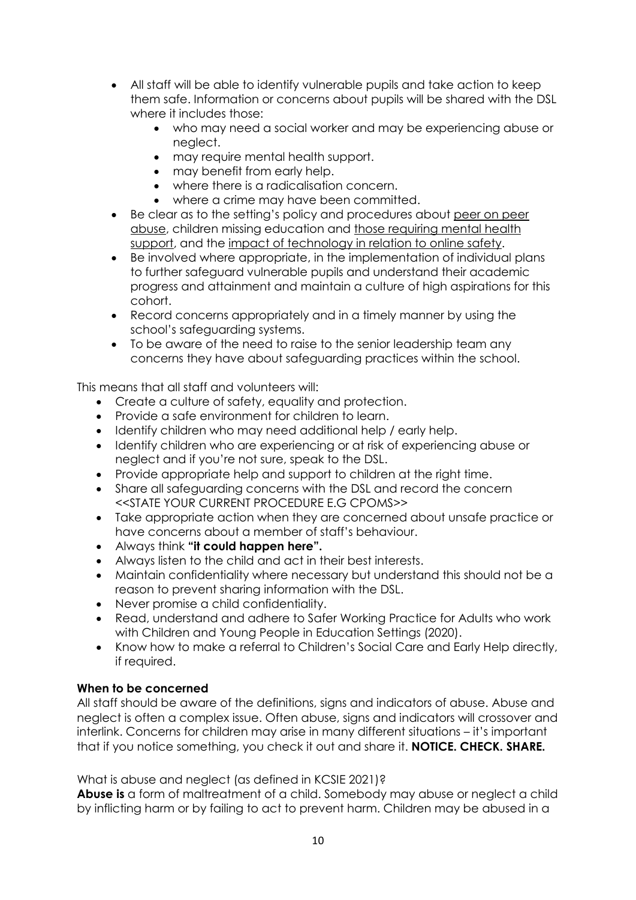- All staff will be able to identify vulnerable pupils and take action to keep them safe. Information or concerns about pupils will be shared with the DSL where it includes those:
    - who may need a social worker and may be experiencing abuse or neglect.
    - may require mental health support.
    - may benefit from early help.
    - where there is a radicalisation concern.
    - where a crime may have been committed.
- Be clear as to the setting's policy and procedures about peer on peer abuse, children missing education and those requiring mental health support, and the impact of technology in relation to online safety.
- Be involved where appropriate, in the implementation of individual plans to further safeguard vulnerable pupils and understand their academic progress and attainment and maintain a culture of high aspirations for this cohort.
- Record concerns appropriately and in a timely manner by using the school's safeguarding systems.
- To be aware of the need to raise to the senior leadership team any concerns they have about safeguarding practices within the school.

This means that all staff and volunteers will:

- Create a culture of safety, equality and protection.
- Provide a safe environment for children to learn.
- Identify children who may need additional help / early help.
- Identify children who are experiencing or at risk of experiencing abuse or neglect and if you're not sure, speak to the DSL.
- Provide appropriate help and support to children at the right time.
- Share all safeguarding concerns with the DSL and record the concern <<STATE YOUR CURRENT PROCEDURE E.G CPOMS>>
- Take appropriate action when they are concerned about unsafe practice or have concerns about a member of staff's behaviour.
- Always think **"it could happen here".**
- Always listen to the child and act in their best interests.
- Maintain confidentiality where necessary but understand this should not be a reason to prevent sharing information with the DSL.
- Never promise a child confidentiality.
- Read, understand and adhere to Safer Working Practice for Adults who work with Children and Young People in Education Settings (2020).
- Know how to make a referral to Children's Social Care and Early Help directly, if required.

**When to be concerned**

All staff should be aware of the definitions, signs and indicators of abuse. Abuse and neglect is often a complex issue. Often abuse, signs and indicators will crossover and interlink. Concerns for children may arise in many different situations – it's important that if you notice something, you check it out and share it. **NOTICE. CHECK. SHARE.**

What is abuse and neglect (as defined in KCSIE 2021)?

**Abuse is** a form of maltreatment of a child. Somebody may abuse or neglect a child by inflicting harm or by failing to act to prevent harm. Children may be abused in a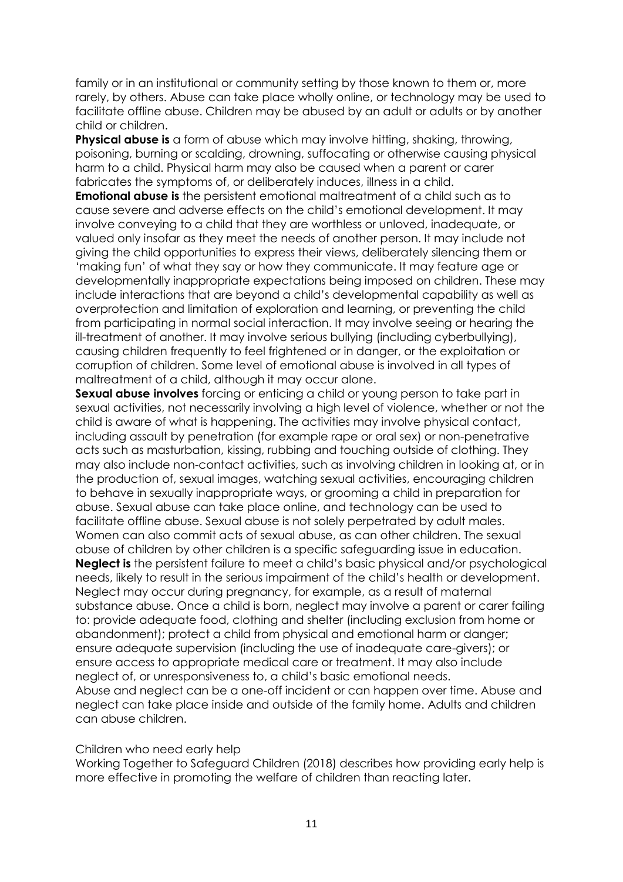family or in an institutional or community setting by those known to them or, more rarely, by others. Abuse can take place wholly online, or technology may be used to facilitate offline abuse. Children may be abused by an adult or adults or by another child or children.

**Physical abuse is** a form of abuse which may involve hitting, shaking, throwing, poisoning, burning or scalding, drowning, suffocating or otherwise causing physical harm to a child. Physical harm may also be caused when a parent or carer fabricates the symptoms of, or deliberately induces, illness in a child.

**Emotional abuse is** the persistent emotional maltreatment of a child such as to cause severe and adverse effects on the child's emotional development. It may involve conveying to a child that they are worthless or unloved, inadequate, or valued only insofar as they meet the needs of another person. It may include not giving the child opportunities to express their views, deliberately silencing them or 'making fun' of what they say or how they communicate. It may feature age or developmentally inappropriate expectations being imposed on children. These may include interactions that are beyond a child's developmental capability as well as overprotection and limitation of exploration and learning, or preventing the child from participating in normal social interaction. It may involve seeing or hearing the ill-treatment of another. It may involve serious bullying (including cyberbullying), causing children frequently to feel frightened or in danger, or the exploitation or corruption of children. Some level of emotional abuse is involved in all types of maltreatment of a child, although it may occur alone.

**Sexual abuse involves** forcing or enticing a child or young person to take part in sexual activities, not necessarily involving a high level of violence, whether or not the child is aware of what is happening. The activities may involve physical contact, including assault by penetration (for example rape or oral sex) or non-penetrative acts such as masturbation, kissing, rubbing and touching outside of clothing. They may also include non-contact activities, such as involving children in looking at, or in the production of, sexual images, watching sexual activities, encouraging children to behave in sexually inappropriate ways, or grooming a child in preparation for abuse. Sexual abuse can take place online, and technology can be used to facilitate offline abuse. Sexual abuse is not solely perpetrated by adult males. Women can also commit acts of sexual abuse, as can other children. The sexual abuse of children by other children is a specific safeguarding issue in education.

**Neglect is** the persistent failure to meet a child's basic physical and/or psychological needs, likely to result in the serious impairment of the child's health or development. Neglect may occur during pregnancy, for example, as a result of maternal substance abuse. Once a child is born, neglect may involve a parent or carer failing to: provide adequate food, clothing and shelter (including exclusion from home or abandonment); protect a child from physical and emotional harm or danger; ensure adequate supervision (including the use of inadequate care-givers); or ensure access to appropriate medical care or treatment. It may also include neglect of, or unresponsiveness to, a child's basic emotional needs.

Abuse and neglect can be a one-off incident or can happen over time. Abuse and neglect can take place inside and outside of the family home. Adults and children can abuse children.

Children who need early help

Working Together to Safeguard Children (2018) describes how providing early help is more effective in promoting the welfare of children than reacting later.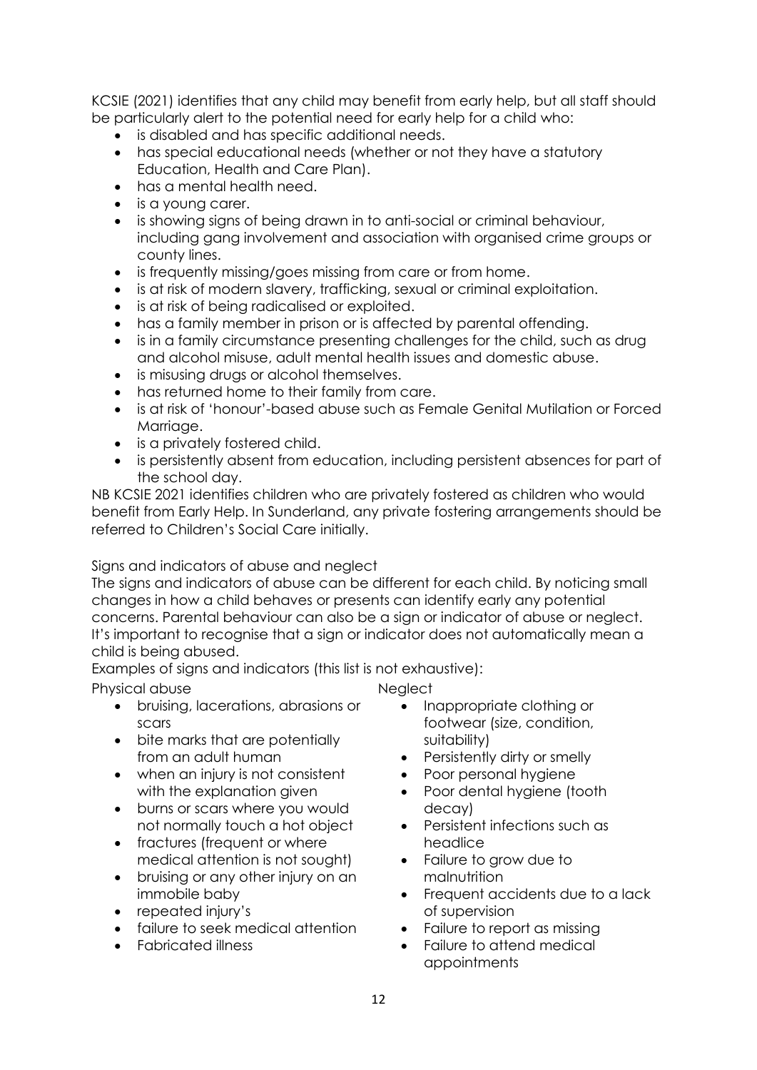KCSIE (2021) identifies that any child may benefit from early help, but all staff should be particularly alert to the potential need for early help for a child who:

- is disabled and has specific additional needs.
- has special educational needs (whether or not they have a statutory Education, Health and Care Plan).
- has a mental health need.
- is a young carer.
- is showing signs of being drawn in to anti-social or criminal behaviour, including gang involvement and association with organised crime groups or county lines.
- is frequently missing/goes missing from care or from home.
- is at risk of modern slavery, trafficking, sexual or criminal exploitation.
- is at risk of being radicalised or exploited.
- has a family member in prison or is affected by parental offending.
- is in a family circumstance presenting challenges for the child, such as drug and alcohol misuse, adult mental health issues and domestic abuse.
- is misusing drugs or alcohol themselves.
- has returned home to their family from care.
- is at risk of 'honour'-based abuse such as Female Genital Mutilation or Forced Marriage.
- is a privately fostered child.
- is persistently absent from education, including persistent absences for part of the school day.

NB KCSIE 2021 identifies children who are privately fostered as children who would benefit from Early Help. In Sunderland, any private fostering arrangements should be referred to Children's Social Care initially.

Signs and indicators of abuse and neglect

The signs and indicators of abuse can be different for each child. By noticing small changes in how a child behaves or presents can identify early any potential concerns. Parental behaviour can also be a sign or indicator of abuse or neglect. It's important to recognise that a sign or indicator does not automatically mean a child is being abused.

Examples of signs and indicators (this list is not exhaustive):

Physical abuse

- bruising, lacerations, abrasions or scars
- bite marks that are potentially from an adult human
- when an injury is not consistent with the explanation given
- burns or scars where you would not normally touch a hot object
- fractures (frequent or where medical attention is not sought)
- bruising or any other injury on an immobile baby
- repeated injury's
- failure to seek medical attention
- Fabricated illness

Neglect

- Inappropriate clothing or footwear (size, condition, suitability)
- Persistently dirty or smelly
- Poor personal hygiene
- Poor dental hygiene (tooth decay)
- Persistent infections such as headlice
- Failure to grow due to malnutrition
- Frequent accidents due to a lack of supervision
- Failure to report as missing
- Failure to attend medical appointments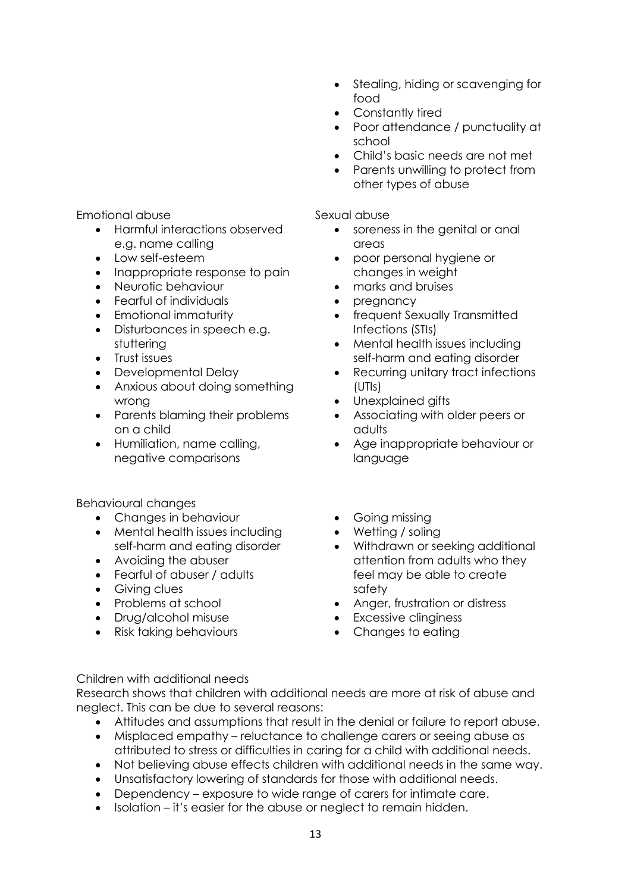- Stealing, hiding or scavenging for food
- Constantly tired
- Poor attendance / punctuality at school
- Child's basic needs are not met
- Parents unwilling to protect from other types of abuse

Emotional abuse

- Harmful interactions observed e.g. name calling
- Low self-esteem
- Inappropriate response to pain
- Neurotic behaviour
- Fearful of individuals
- Emotional immaturity
- Disturbances in speech e.g. stuttering
- Trust issues
- Developmental Delay
- Anxious about doing something wrong
- Parents blaming their problems on a child
- Humiliation, name calling, negative comparisons

Sexual abuse

- soreness in the genital or anal areas
- poor personal hygiene or changes in weight
- marks and bruises
- pregnancy
- frequent Sexually Transmitted Infections (STIs)
- Mental health issues including self-harm and eating disorder
- Recurring unitary tract infections (UTIs)
- Unexplained gifts
- Associating with older peers or adults
- Age inappropriate behaviour or language

Behavioural changes

- Changes in behaviour
- Mental health issues including self-harm and eating disorder
- Avoiding the abuser
- Fearful of abuser / adults
- Giving clues
- Problems at school
- Drug/alcohol misuse
- Risk taking behaviours
- Going missing
- Wetting / soling
- Withdrawn or seeking additional attention from adults who they feel may be able to create safety
- Anger, frustration or distress
- Excessive clinginess
- Changes to eating

Children with additional needs

Research shows that children with additional needs are more at risk of abuse and neglect. This can be due to several reasons:

- Attitudes and assumptions that result in the denial or failure to report abuse.
- Misplaced empathy – reluctance to challenge carers or seeing abuse as attributed to stress or difficulties in caring for a child with additional needs.
- Not believing abuse effects children with additional needs in the same way.
- Unsatisfactory lowering of standards for those with additional needs.
- Dependency – exposure to wide range of carers for intimate care.
- Isolation – it's easier for the abuse or neglect to remain hidden.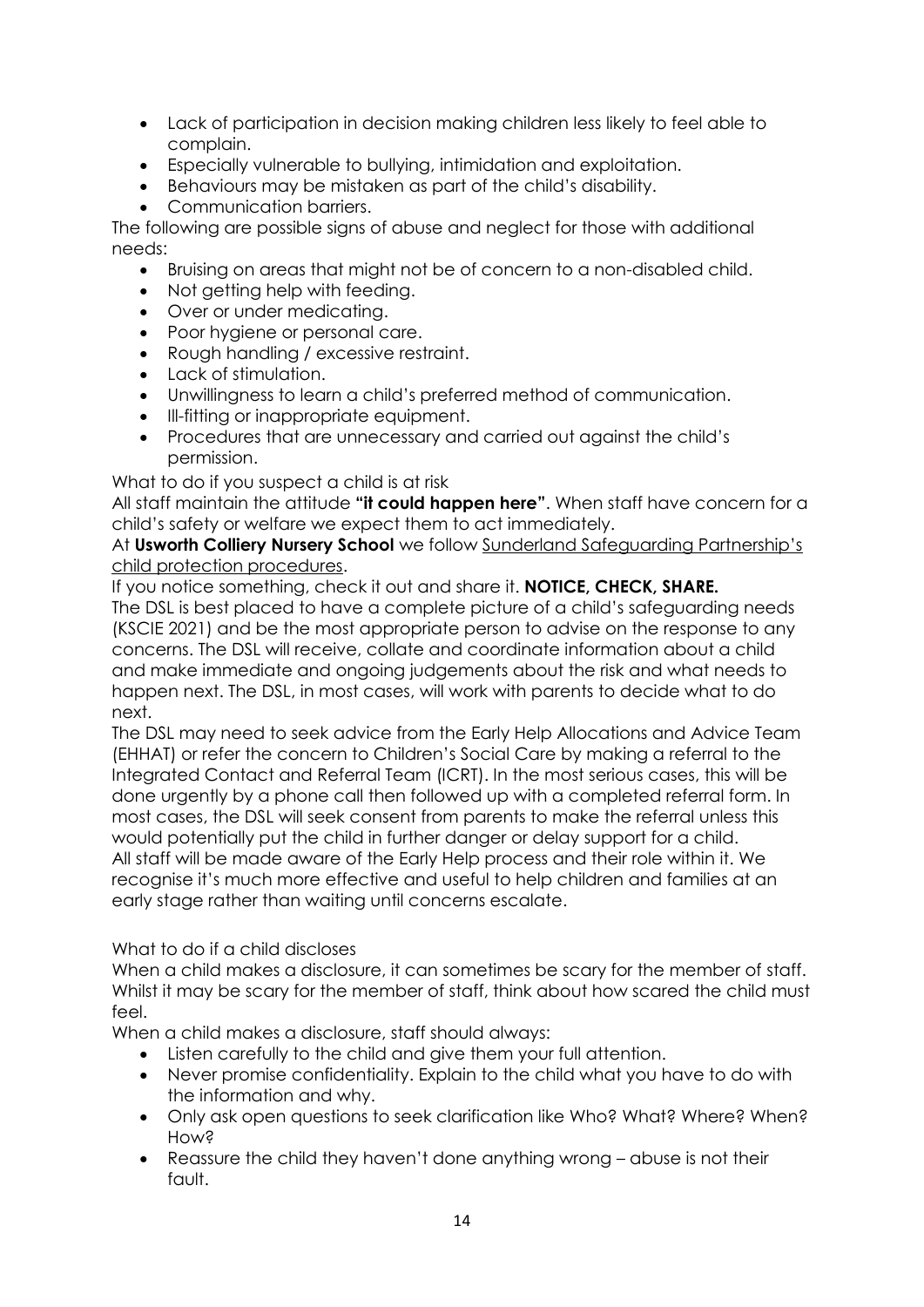- Lack of participation in decision making children less likely to feel able to complain.
- Especially vulnerable to bullying, intimidation and exploitation.
- Behaviours may be mistaken as part of the child's disability.
- Communication barriers.

The following are possible signs of abuse and neglect for those with additional needs:

- Bruising on areas that might not be of concern to a non-disabled child.
- Not getting help with feeding.
- Over or under medicating.
- Poor hygiene or personal care.
- Rough handling / excessive restraint.
- Lack of stimulation.
- Unwillingness to learn a child's preferred method of communication.
- Ill-fitting or inappropriate equipment.
- Procedures that are unnecessary and carried out against the child's permission.

What to do if you suspect a child is at risk

All staff maintain the attitude **"it could happen here"**. When staff have concern for a child's safety or welfare we expect them to act immediately.

At **Usworth Colliery Nursery School** we follow Sunderland Safeguarding Partnership's child protection procedures.

If you notice something, check it out and share it. **NOTICE, CHECK, SHARE.**

The DSL is best placed to have a complete picture of a child's safeguarding needs (KSCIE 2021) and be the most appropriate person to advise on the response to any concerns. The DSL will receive, collate and coordinate information about a child and make immediate and ongoing judgements about the risk and what needs to happen next. The DSL, in most cases, will work with parents to decide what to do next.

The DSL may need to seek advice from the Early Help Allocations and Advice Team (EHHAT) or refer the concern to Children's Social Care by making a referral to the Integrated Contact and Referral Team (ICRT). In the most serious cases, this will be done urgently by a phone call then followed up with a completed referral form. In most cases, the DSL will seek consent from parents to make the referral unless this would potentially put the child in further danger or delay support for a child.

All staff will be made aware of the Early Help process and their role within it. We recognise it's much more effective and useful to help children and families at an early stage rather than waiting until concerns escalate.

What to do if a child discloses

When a child makes a disclosure, it can sometimes be scary for the member of staff. Whilst it may be scary for the member of staff, think about how scared the child must feel.

When a child makes a disclosure, staff should always:

- Listen carefully to the child and give them your full attention.
- Never promise confidentiality. Explain to the child what you have to do with the information and why.
- Only ask open questions to seek clarification like Who? What? Where? When? How?
- Reassure the child they haven't done anything wrong – abuse is not their fault.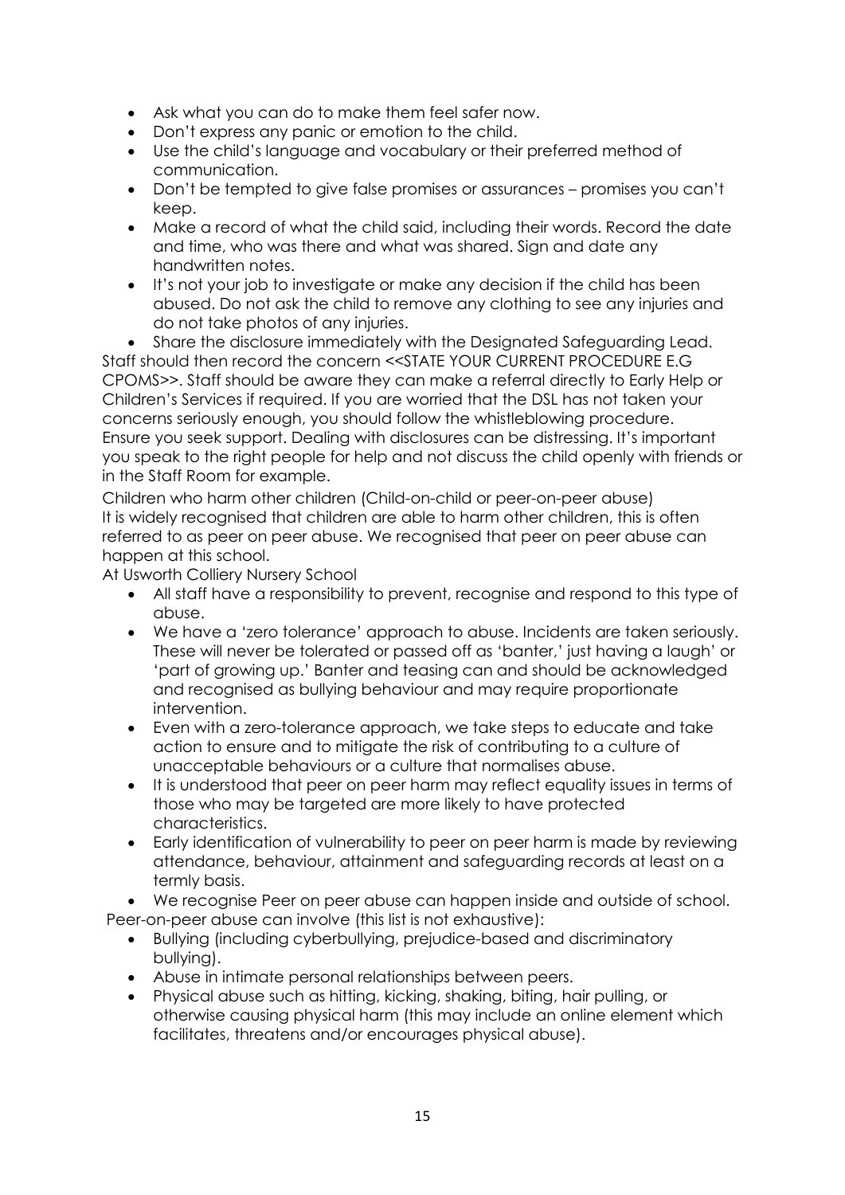- Ask what you can do to make them feel safer now.
- Don't express any panic or emotion to the child.
- Use the child's language and vocabulary or their preferred method of communication.
- Don't be tempted to give false promises or assurances – promises you can't keep.
- Make a record of what the child said, including their words. Record the date and time, who was there and what was shared. Sign and date any handwritten notes.
- It's not your job to investigate or make any decision if the child has been abused. Do not ask the child to remove any clothing to see any injuries and do not take photos of any injuries.
- Share the disclosure immediately with the Designated Safeguarding Lead.

Staff should then record the concern <<STATE YOUR CURRENT PROCEDURE E.G CPOMS>>. Staff should be aware they can make a referral directly to Early Help or Children's Services if required. If you are worried that the DSL has not taken your concerns seriously enough, you should follow the whistleblowing procedure. Ensure you seek support. Dealing with disclosures can be distressing. It's important you speak to the right people for help and not discuss the child openly with friends or in the Staff Room for example.

Children who harm other children (Child-on-child or peer-on-peer abuse)
It is widely recognised that children are able to harm other children, this is often referred to as peer on peer abuse. We recognised that peer on peer abuse can happen at this school.
At Usworth Colliery Nursery School

- All staff have a responsibility to prevent, recognise and respond to this type of abuse.
- We have a 'zero tolerance' approach to abuse. Incidents are taken seriously. These will never be tolerated or passed off as 'banter,' just having a laugh' or 'part of growing up.' Banter and teasing can and should be acknowledged and recognised as bullying behaviour and may require proportionate intervention.
- Even with a zero-tolerance approach, we take steps to educate and take action to ensure and to mitigate the risk of contributing to a culture of unacceptable behaviours or a culture that normalises abuse.
- It is understood that peer on peer harm may reflect equality issues in terms of those who may be targeted are more likely to have protected characteristics.
- Early identification of vulnerability to peer on peer harm is made by reviewing attendance, behaviour, attainment and safeguarding records at least on a termly basis.
- We recognise Peer on peer abuse can happen inside and outside of school.

Peer-on-peer abuse can involve (this list is not exhaustive):

- Bullying (including cyberbullying, prejudice-based and discriminatory bullying).
- Abuse in intimate personal relationships between peers.
- Physical abuse such as hitting, kicking, shaking, biting, hair pulling, or otherwise causing physical harm (this may include an online element which facilitates, threatens and/or encourages physical abuse).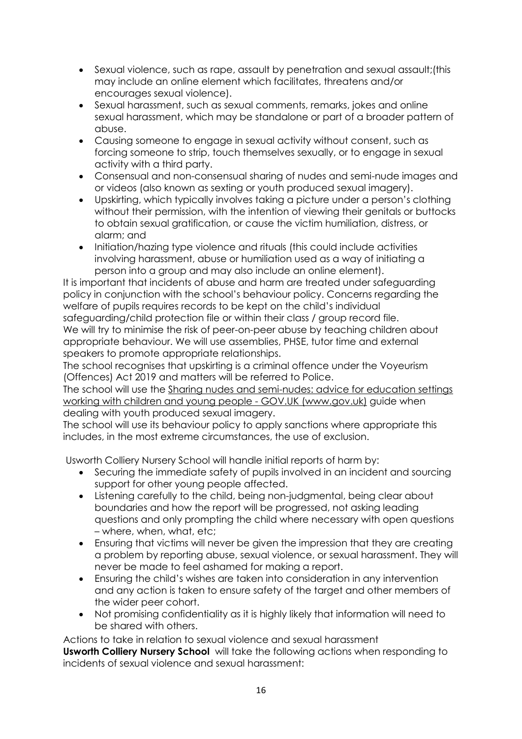- Sexual violence, such as rape, assault by penetration and sexual assault;(this may include an online element which facilitates, threatens and/or encourages sexual violence).
- Sexual harassment, such as sexual comments, remarks, jokes and online sexual harassment, which may be standalone or part of a broader pattern of abuse.
- Causing someone to engage in sexual activity without consent, such as forcing someone to strip, touch themselves sexually, or to engage in sexual activity with a third party.
- Consensual and non-consensual sharing of nudes and semi-nude images and or videos (also known as sexting or youth produced sexual imagery).
- Upskirting, which typically involves taking a picture under a person's clothing without their permission, with the intention of viewing their genitals or buttocks to obtain sexual gratification, or cause the victim humiliation, distress, or alarm; and
- Initiation/hazing type violence and rituals (this could include activities involving harassment, abuse or humiliation used as a way of initiating a person into a group and may also include an online element).

It is important that incidents of abuse and harm are treated under safeguarding policy in conjunction with the school's behaviour policy. Concerns regarding the welfare of pupils requires records to be kept on the child's individual safeguarding/child protection file or within their class / group record file.

We will try to minimise the risk of peer-on-peer abuse by teaching children about appropriate behaviour. We will use assemblies, PHSE, tutor time and external speakers to promote appropriate relationships.

The school recognises that upskirting is a criminal offence under the Voyeurism (Offences) Act 2019 and matters will be referred to Police.

The school will use the Sharing nudes and semi-nudes: advice for education settings working with children and young people - GOV.UK (www.gov.uk) guide when dealing with youth produced sexual imagery.

The school will use its behaviour policy to apply sanctions where appropriate this includes, in the most extreme circumstances, the use of exclusion.

Usworth Colliery Nursery School will handle initial reports of harm by:

- Securing the immediate safety of pupils involved in an incident and sourcing support for other young people affected.
- Listening carefully to the child, being non-judgmental, being clear about boundaries and how the report will be progressed, not asking leading questions and only prompting the child where necessary with open questions – where, when, what, etc;
- Ensuring that victims will never be given the impression that they are creating a problem by reporting abuse, sexual violence, or sexual harassment. They will never be made to feel ashamed for making a report.
- Ensuring the child's wishes are taken into consideration in any intervention and any action is taken to ensure safety of the target and other members of the wider peer cohort.
- Not promising confidentiality as it is highly likely that information will need to be shared with others.

Actions to take in relation to sexual violence and sexual harassment

**Usworth Colliery Nursery School** will take the following actions when responding to incidents of sexual violence and sexual harassment: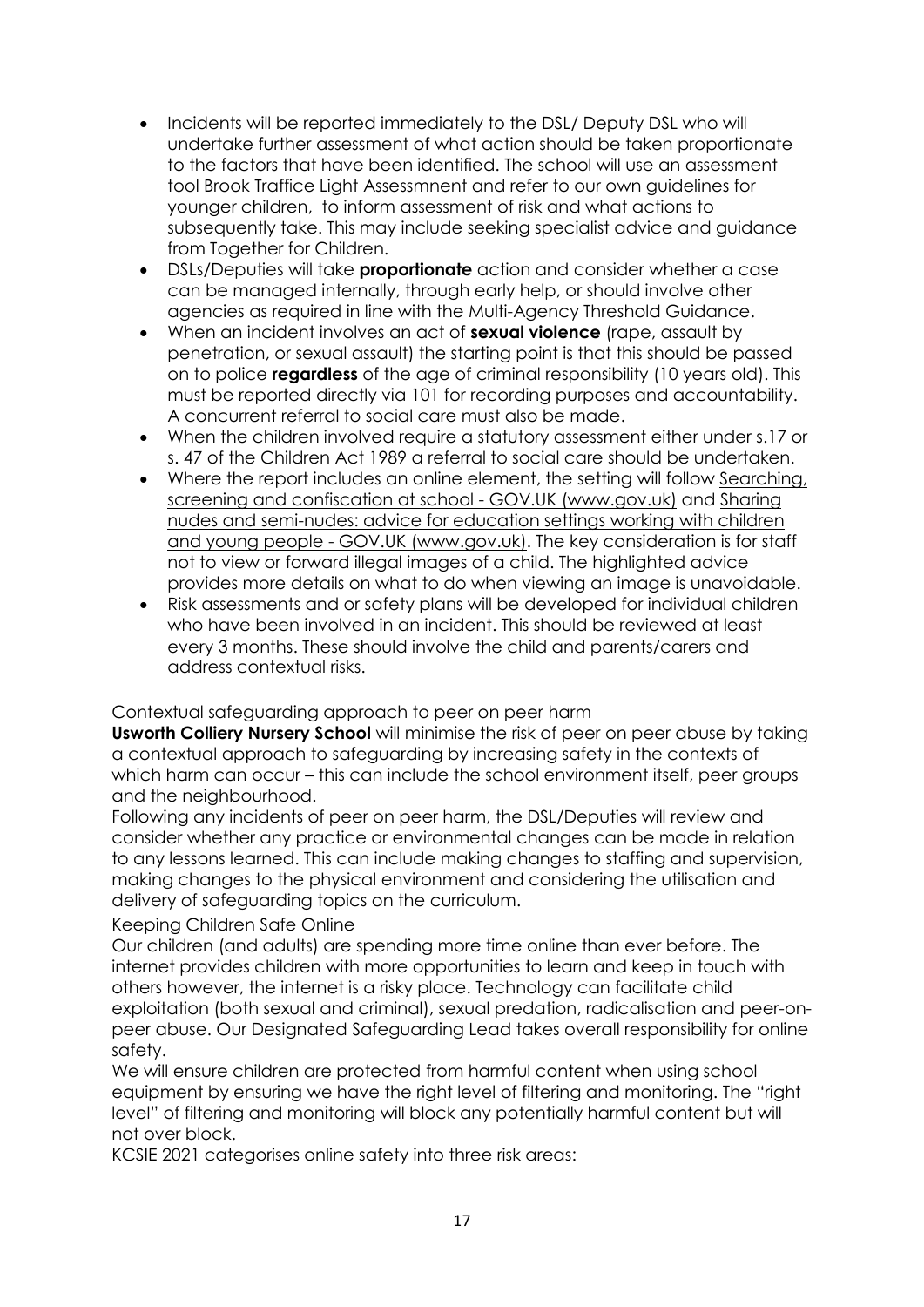- Incidents will be reported immediately to the DSL/ Deputy DSL who will undertake further assessment of what action should be taken proportionate to the factors that have been identified. The school will use an assessment tool Brook Traffice Light Assessmnent and refer to our own guidelines for younger children, to inform assessment of risk and what actions to subsequently take. This may include seeking specialist advice and guidance from Together for Children.
- DSLs/Deputies will take **proportionate** action and consider whether a case can be managed internally, through early help, or should involve other agencies as required in line with the Multi-Agency Threshold Guidance.
- When an incident involves an act of **sexual violence** (rape, assault by penetration, or sexual assault) the starting point is that this should be passed on to police **regardless** of the age of criminal responsibility (10 years old). This must be reported directly via 101 for recording purposes and accountability. A concurrent referral to social care must also be made.
- When the children involved require a statutory assessment either under s.17 or s. 47 of the Children Act 1989 a referral to social care should be undertaken.
- Where the report includes an online element, the setting will follow Searching, screening and confiscation at school - GOV.UK (www.gov.uk) and Sharing nudes and semi-nudes: advice for education settings working with children and young people - GOV.UK (www.gov.uk). The key consideration is for staff not to view or forward illegal images of a child. The highlighted advice provides more details on what to do when viewing an image is unavoidable.
- Risk assessments and or safety plans will be developed for individual children who have been involved in an incident. This should be reviewed at least every 3 months. These should involve the child and parents/carers and address contextual risks.

Contextual safeguarding approach to peer on peer harm

**Usworth Colliery Nursery School** will minimise the risk of peer on peer abuse by taking a contextual approach to safeguarding by increasing safety in the contexts of which harm can occur – this can include the school environment itself, peer groups and the neighbourhood.

Following any incidents of peer on peer harm, the DSL/Deputies will review and consider whether any practice or environmental changes can be made in relation to any lessons learned. This can include making changes to staffing and supervision, making changes to the physical environment and considering the utilisation and delivery of safeguarding topics on the curriculum.

Keeping Children Safe Online

Our children (and adults) are spending more time online than ever before. The internet provides children with more opportunities to learn and keep in touch with others however, the internet is a risky place. Technology can facilitate child exploitation (both sexual and criminal), sexual predation, radicalisation and peer-on-peer abuse. Our Designated Safeguarding Lead takes overall responsibility for online safety.

We will ensure children are protected from harmful content when using school equipment by ensuring we have the right level of filtering and monitoring. The "right level" of filtering and monitoring will block any potentially harmful content but will not over block.

KCSIE 2021 categorises online safety into three risk areas: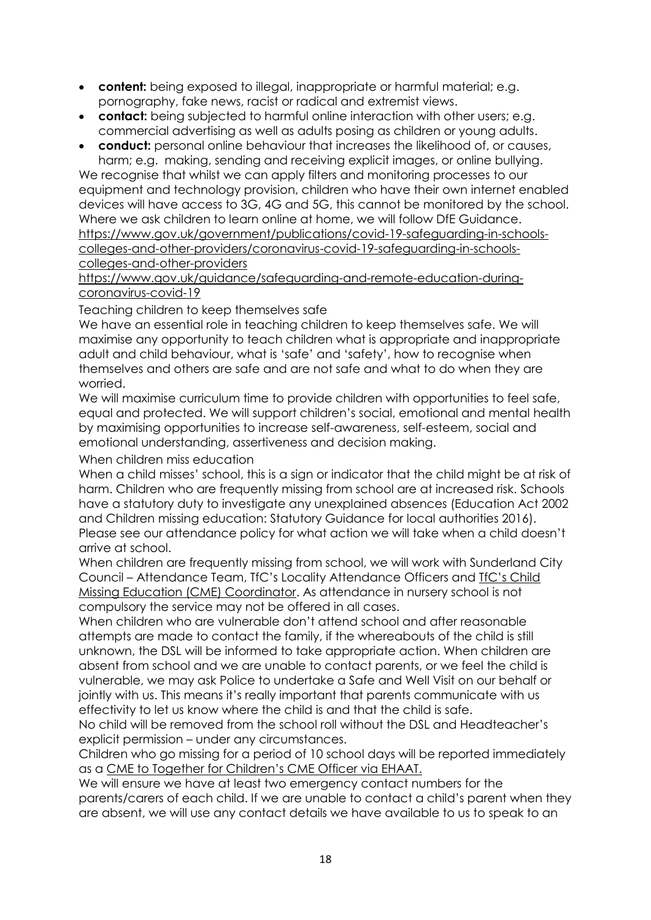- **content:** being exposed to illegal, inappropriate or harmful material; e.g. pornography, fake news, racist or radical and extremist views.
- **contact:** being subjected to harmful online interaction with other users; e.g. commercial advertising as well as adults posing as children or young adults.
- **conduct:** personal online behaviour that increases the likelihood of, or causes, harm; e.g. making, sending and receiving explicit images, or online bullying.

We recognise that whilst we can apply filters and monitoring processes to our equipment and technology provision, children who have their own internet enabled devices will have access to 3G, 4G and 5G, this cannot be monitored by the school. Where we ask children to learn online at home, we will follow DfE Guidance.
https://www.gov.uk/government/publications/covid-19-safeguarding-in-schools-colleges-and-other-providers/coronavirus-covid-19-safeguarding-in-schools-colleges-and-other-providers
https://www.gov.uk/guidance/safeguarding-and-remote-education-during-coronavirus-covid-19

Teaching children to keep themselves safe

We have an essential role in teaching children to keep themselves safe. We will maximise any opportunity to teach children what is appropriate and inappropriate adult and child behaviour, what is 'safe' and 'safety', how to recognise when themselves and others are safe and are not safe and what to do when they are worried.

We will maximise curriculum time to provide children with opportunities to feel safe, equal and protected. We will support children's social, emotional and mental health by maximising opportunities to increase self-awareness, self-esteem, social and emotional understanding, assertiveness and decision making.

When children miss education

When a child misses' school, this is a sign or indicator that the child might be at risk of harm. Children who are frequently missing from school are at increased risk. Schools have a statutory duty to investigate any unexplained absences (Education Act 2002 and Children missing education: Statutory Guidance for local authorities 2016). Please see our attendance policy for what action we will take when a child doesn't arrive at school.

When children are frequently missing from school, we will work with Sunderland City Council – Attendance Team, TfC's Locality Attendance Officers and TfC's Child Missing Education (CME) Coordinator. As attendance in nursery school is not compulsory the service may not be offered in all cases.

When children who are vulnerable don't attend school and after reasonable attempts are made to contact the family, if the whereabouts of the child is still unknown, the DSL will be informed to take appropriate action. When children are absent from school and we are unable to contact parents, or we feel the child is vulnerable, we may ask Police to undertake a Safe and Well Visit on our behalf or jointly with us. This means it's really important that parents communicate with us effectivity to let us know where the child is and that the child is safe.

No child will be removed from the school roll without the DSL and Headteacher's explicit permission – under any circumstances.

Children who go missing for a period of 10 school days will be reported immediately as a CME to Together for Children's CME Officer via EHAAT.

We will ensure we have at least two emergency contact numbers for the parents/carers of each child. If we are unable to contact a child's parent when they are absent, we will use any contact details we have available to us to speak to an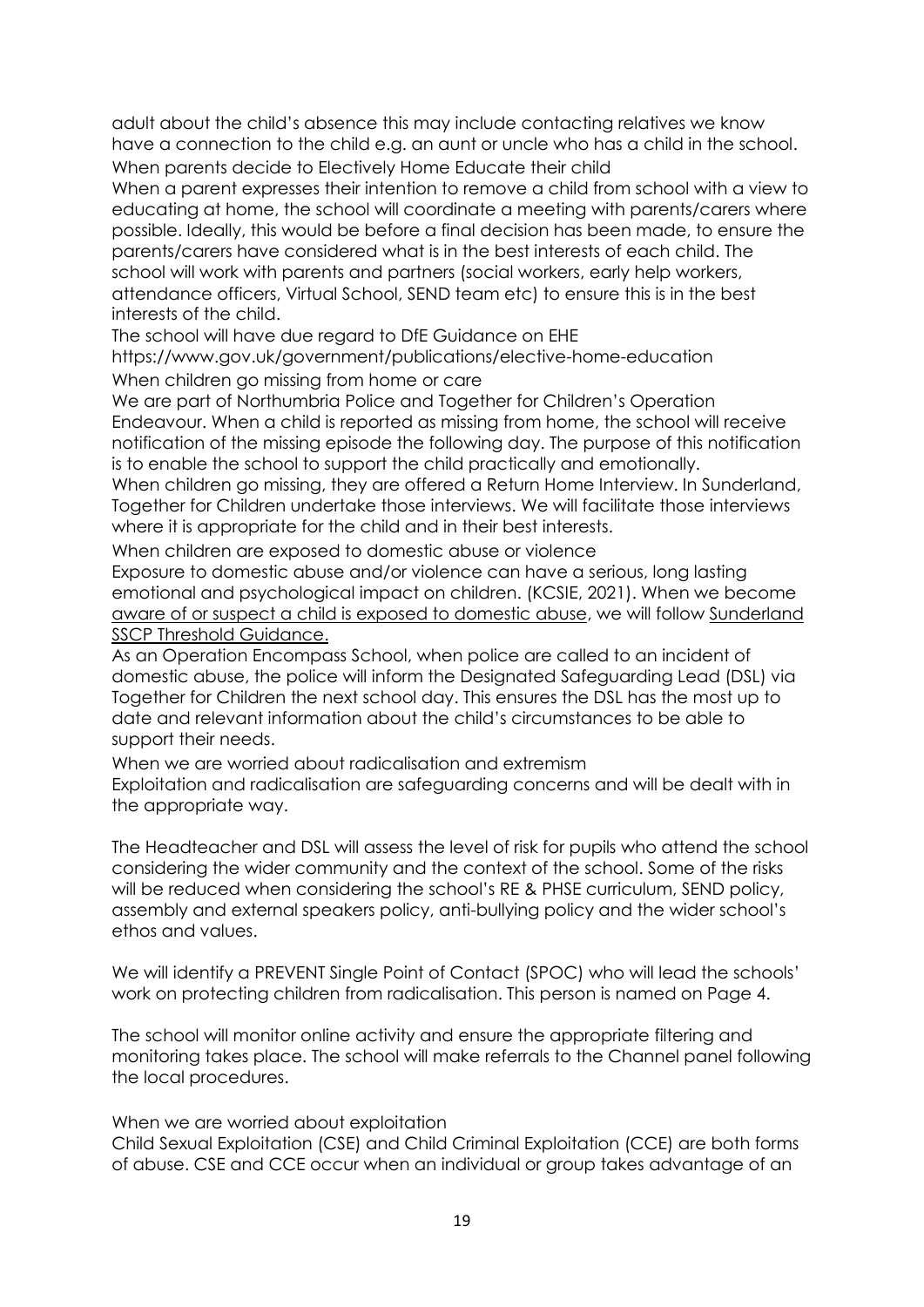adult about the child's absence this may include contacting relatives we know have a connection to the child e.g. an aunt or uncle who has a child in the school.

### When parents decide to Electively Home Educate their child

When a parent expresses their intention to remove a child from school with a view to educating at home, the school will coordinate a meeting with parents/carers where possible. Ideally, this would be before a final decision has been made, to ensure the parents/carers have considered what is in the best interests of each child. The school will work with parents and partners (social workers, early help workers, attendance officers, Virtual School, SEND team etc) to ensure this is in the best interests of the child.

The school will have due regard to DfE Guidance on EHE https://www.gov.uk/government/publications/elective-home-education

### When children go missing from home or care

We are part of Northumbria Police and Together for Children's Operation Endeavour. When a child is reported as missing from home, the school will receive notification of the missing episode the following day. The purpose of this notification is to enable the school to support the child practically and emotionally.

When children go missing, they are offered a Return Home Interview. In Sunderland, Together for Children undertake those interviews. We will facilitate those interviews where it is appropriate for the child and in their best interests.

### When children are exposed to domestic abuse or violence

Exposure to domestic abuse and/or violence can have a serious, long lasting emotional and psychological impact on children. (KCSIE, 2021). When we become aware of or suspect a child is exposed to domestic abuse, we will follow Sunderland SSCP Threshold Guidance.

As an Operation Encompass School, when police are called to an incident of domestic abuse, the police will inform the Designated Safeguarding Lead (DSL) via Together for Children the next school day. This ensures the DSL has the most up to date and relevant information about the child's circumstances to be able to support their needs.

### When we are worried about radicalisation and extremism

Exploitation and radicalisation are safeguarding concerns and will be dealt with in the appropriate way.

The Headteacher and DSL will assess the level of risk for pupils who attend the school considering the wider community and the context of the school. Some of the risks will be reduced when considering the school's RE & PHSE curriculum, SEND policy, assembly and external speakers policy, anti-bullying policy and the wider school's ethos and values.

We will identify a PREVENT Single Point of Contact (SPOC) who will lead the schools' work on protecting children from radicalisation. This person is named on Page 4.

The school will monitor online activity and ensure the appropriate filtering and monitoring takes place. The school will make referrals to the Channel panel following the local procedures.

### When we are worried about exploitation

Child Sexual Exploitation (CSE) and Child Criminal Exploitation (CCE) are both forms of abuse. CSE and CCE occur when an individual or group takes advantage of an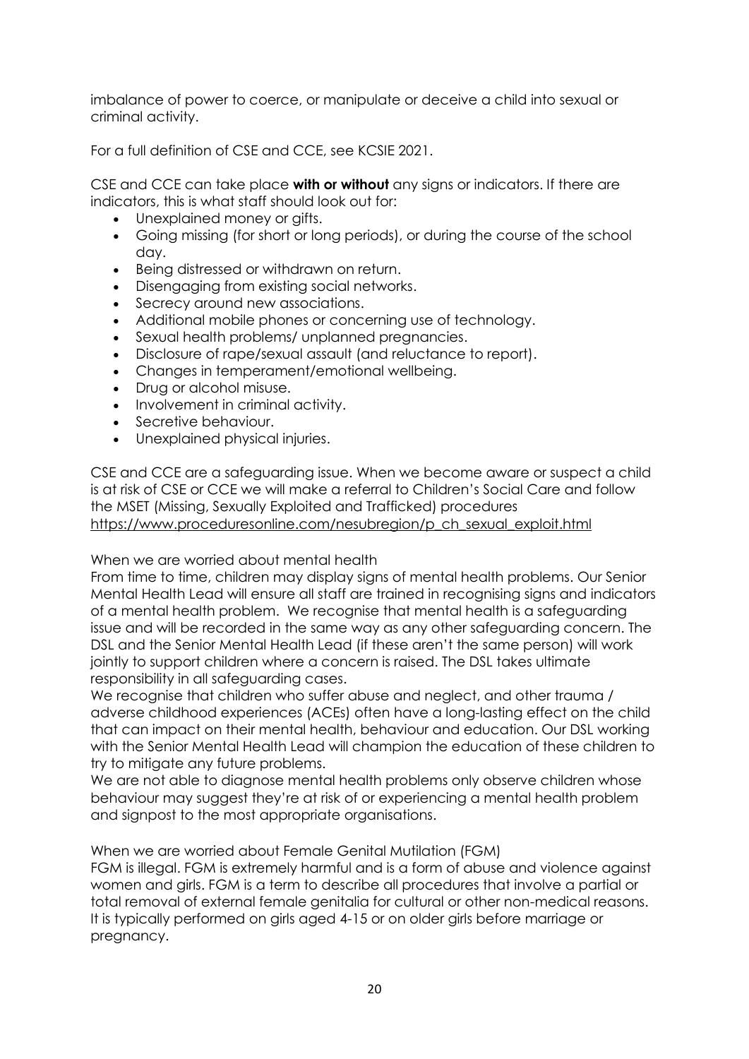imbalance of power to coerce, or manipulate or deceive a child into sexual or criminal activity.

For a full definition of CSE and CCE, see KCSIE 2021.

CSE and CCE can take place **with or without** any signs or indicators. If there are indicators, this is what staff should look out for:

- Unexplained money or gifts.
- Going missing (for short or long periods), or during the course of the school day.
- Being distressed or withdrawn on return.
- Disengaging from existing social networks.
- Secrecy around new associations.
- Additional mobile phones or concerning use of technology.
- Sexual health problems/ unplanned pregnancies.
- Disclosure of rape/sexual assault (and reluctance to report).
- Changes in temperament/emotional wellbeing.
- Drug or alcohol misuse.
- Involvement in criminal activity.
- Secretive behaviour.
- Unexplained physical injuries.

CSE and CCE are a safeguarding issue. When we become aware or suspect a child is at risk of CSE or CCE we will make a referral to Children's Social Care and follow the MSET (Missing, Sexually Exploited and Trafficked) procedures [https://www.proceduresonline.com/nesubregion/p_ch_sexual_exploit.html](https://www.proceduresonline.com/nesubregion/p_ch_sexual_exploit.html)

When we are worried about mental health

From time to time, children may display signs of mental health problems. Our Senior Mental Health Lead will ensure all staff are trained in recognising signs and indicators of a mental health problem. We recognise that mental health is a safeguarding issue and will be recorded in the same way as any other safeguarding concern. The DSL and the Senior Mental Health Lead (if these aren't the same person) will work jointly to support children where a concern is raised. The DSL takes ultimate responsibility in all safeguarding cases.

We recognise that children who suffer abuse and neglect, and other trauma / adverse childhood experiences (ACEs) often have a long-lasting effect on the child that can impact on their mental health, behaviour and education. Our DSL working with the Senior Mental Health Lead will champion the education of these children to try to mitigate any future problems.

We are not able to diagnose mental health problems only observe children whose behaviour may suggest they're at risk of or experiencing a mental health problem and signpost to the most appropriate organisations.

When we are worried about Female Genital Mutilation (FGM)

FGM is illegal. FGM is extremely harmful and is a form of abuse and violence against women and girls. FGM is a term to describe all procedures that involve a partial or total removal of external female genitalia for cultural or other non-medical reasons. It is typically performed on girls aged 4-15 or on older girls before marriage or pregnancy.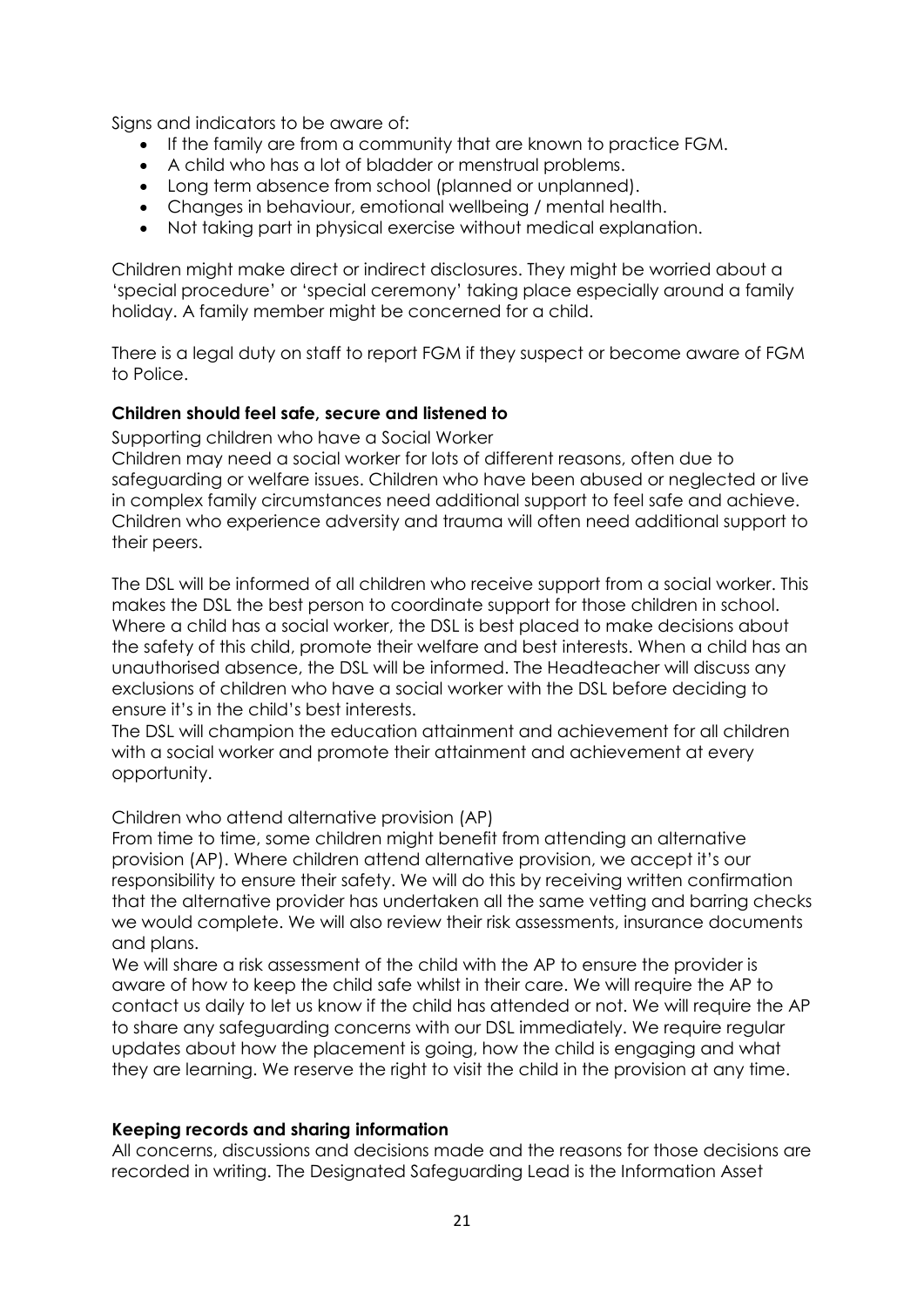Signs and indicators to be aware of:

- If the family are from a community that are known to practice FGM.
- A child who has a lot of bladder or menstrual problems.
- Long term absence from school (planned or unplanned).
- Changes in behaviour, emotional wellbeing / mental health.
- Not taking part in physical exercise without medical explanation.

Children might make direct or indirect disclosures. They might be worried about a 'special procedure' or 'special ceremony' taking place especially around a family holiday. A family member might be concerned for a child.

There is a legal duty on staff to report FGM if they suspect or become aware of FGM to Police.

**Children should feel safe, secure and listened to**

Supporting children who have a Social Worker

Children may need a social worker for lots of different reasons, often due to safeguarding or welfare issues. Children who have been abused or neglected or live in complex family circumstances need additional support to feel safe and achieve. Children who experience adversity and trauma will often need additional support to their peers.

The DSL will be informed of all children who receive support from a social worker. This makes the DSL the best person to coordinate support for those children in school. Where a child has a social worker, the DSL is best placed to make decisions about the safety of this child, promote their welfare and best interests. When a child has an unauthorised absence, the DSL will be informed. The Headteacher will discuss any exclusions of children who have a social worker with the DSL before deciding to ensure it's in the child's best interests.

The DSL will champion the education attainment and achievement for all children with a social worker and promote their attainment and achievement at every opportunity.

Children who attend alternative provision (AP)

From time to time, some children might benefit from attending an alternative provision (AP). Where children attend alternative provision, we accept it's our responsibility to ensure their safety. We will do this by receiving written confirmation that the alternative provider has undertaken all the same vetting and barring checks we would complete. We will also review their risk assessments, insurance documents and plans.

We will share a risk assessment of the child with the AP to ensure the provider is aware of how to keep the child safe whilst in their care. We will require the AP to contact us daily to let us know if the child has attended or not. We will require the AP to share any safeguarding concerns with our DSL immediately. We require regular updates about how the placement is going, how the child is engaging and what they are learning. We reserve the right to visit the child in the provision at any time.

**Keeping records and sharing information**

All concerns, discussions and decisions made and the reasons for those decisions are recorded in writing. The Designated Safeguarding Lead is the Information Asset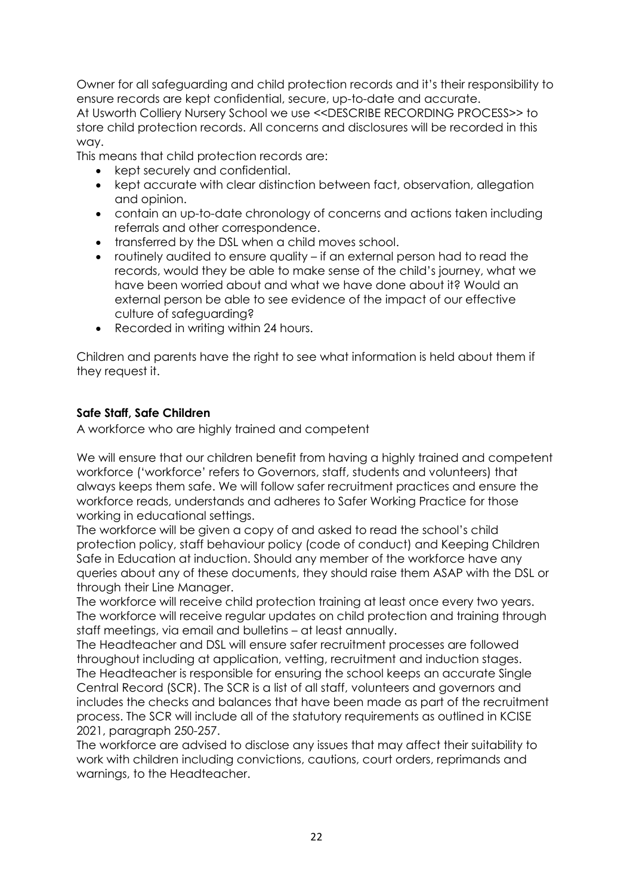Owner for all safeguarding and child protection records and it's their responsibility to ensure records are kept confidential, secure, up-to-date and accurate.
At Usworth Colliery Nursery School we use <<DESCRIBE RECORDING PROCESS>> to store child protection records. All concerns and disclosures will be recorded in this way.
This means that child protection records are:

- kept securely and confidential.
- kept accurate with clear distinction between fact, observation, allegation and opinion.
- contain an up-to-date chronology of concerns and actions taken including referrals and other correspondence.
- transferred by the DSL when a child moves school.
- routinely audited to ensure quality – if an external person had to read the records, would they be able to make sense of the child's journey, what we have been worried about and what we have done about it? Would an external person be able to see evidence of the impact of our effective culture of safeguarding?
- Recorded in writing within 24 hours.

Children and parents have the right to see what information is held about them if they request it.

**Safe Staff, Safe Children**

A workforce who are highly trained and competent

We will ensure that our children benefit from having a highly trained and competent workforce ('workforce' refers to Governors, staff, students and volunteers) that always keeps them safe. We will follow safer recruitment practices and ensure the workforce reads, understands and adheres to Safer Working Practice for those working in educational settings.
The workforce will be given a copy of and asked to read the school's child protection policy, staff behaviour policy (code of conduct) and Keeping Children Safe in Education at induction. Should any member of the workforce have any queries about any of these documents, they should raise them ASAP with the DSL or through their Line Manager.
The workforce will receive child protection training at least once every two years.
The workforce will receive regular updates on child protection and training through staff meetings, via email and bulletins – at least annually.
The Headteacher and DSL will ensure safer recruitment processes are followed throughout including at application, vetting, recruitment and induction stages.
The Headteacher is responsible for ensuring the school keeps an accurate Single Central Record (SCR). The SCR is a list of all staff, volunteers and governors and includes the checks and balances that have been made as part of the recruitment process. The SCR will include all of the statutory requirements as outlined in KCISE 2021, paragraph 250-257.
The workforce are advised to disclose any issues that may affect their suitability to work with children including convictions, cautions, court orders, reprimands and warnings, to the Headteacher.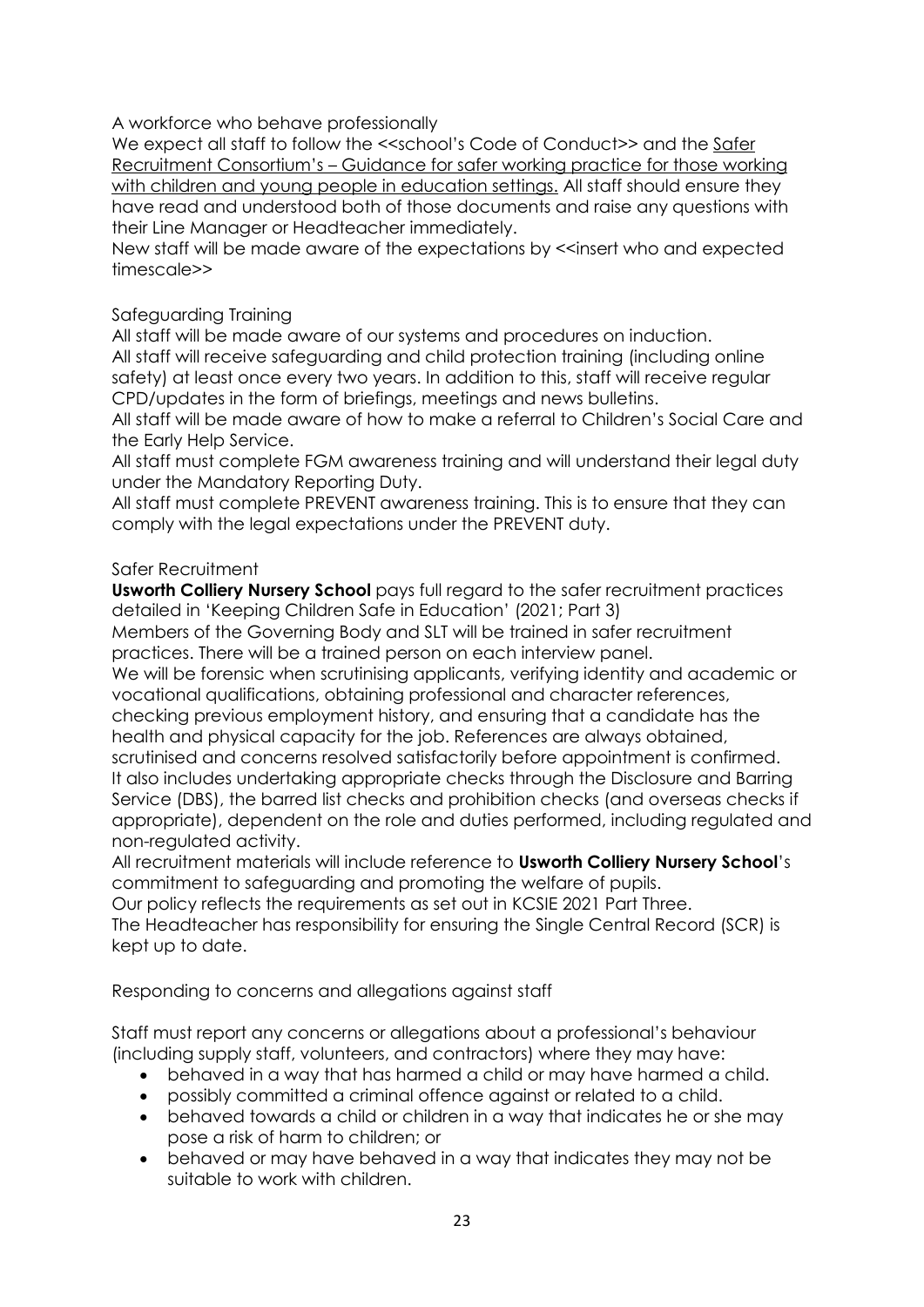## A workforce who behave professionally

We expect all staff to follow the <<school's Code of Conduct>> and the Safer Recruitment Consortium's – Guidance for safer working practice for those working with children and young people in education settings. All staff should ensure they have read and understood both of those documents and raise any questions with their Line Manager or Headteacher immediately.

New staff will be made aware of the expectations by <<insert who and expected timescale>>

## Safeguarding Training

All staff will be made aware of our systems and procedures on induction.

All staff will receive safeguarding and child protection training (including online safety) at least once every two years. In addition to this, staff will receive regular CPD/updates in the form of briefings, meetings and news bulletins.

All staff will be made aware of how to make a referral to Children's Social Care and the Early Help Service.

All staff must complete FGM awareness training and will understand their legal duty under the Mandatory Reporting Duty.

All staff must complete PREVENT awareness training. This is to ensure that they can comply with the legal expectations under the PREVENT duty.

## Safer Recruitment

**Usworth Colliery Nursery School** pays full regard to the safer recruitment practices detailed in 'Keeping Children Safe in Education' (2021; Part 3)

Members of the Governing Body and SLT will be trained in safer recruitment practices. There will be a trained person on each interview panel.

We will be forensic when scrutinising applicants, verifying identity and academic or vocational qualifications, obtaining professional and character references, checking previous employment history, and ensuring that a candidate has the health and physical capacity for the job. References are always obtained, scrutinised and concerns resolved satisfactorily before appointment is confirmed. It also includes undertaking appropriate checks through the Disclosure and Barring Service (DBS), the barred list checks and prohibition checks (and overseas checks if appropriate), dependent on the role and duties performed, including regulated and non-regulated activity.

All recruitment materials will include reference to **Usworth Colliery Nursery School**'s commitment to safeguarding and promoting the welfare of pupils.

Our policy reflects the requirements as set out in KCSIE 2021 Part Three.

The Headteacher has responsibility for ensuring the Single Central Record (SCR) is kept up to date.

## Responding to concerns and allegations against staff

Staff must report any concerns or allegations about a professional's behaviour (including supply staff, volunteers, and contractors) where they may have:

- behaved in a way that has harmed a child or may have harmed a child.
- possibly committed a criminal offence against or related to a child.
- behaved towards a child or children in a way that indicates he or she may pose a risk of harm to children; or
- behaved or may have behaved in a way that indicates they may not be suitable to work with children.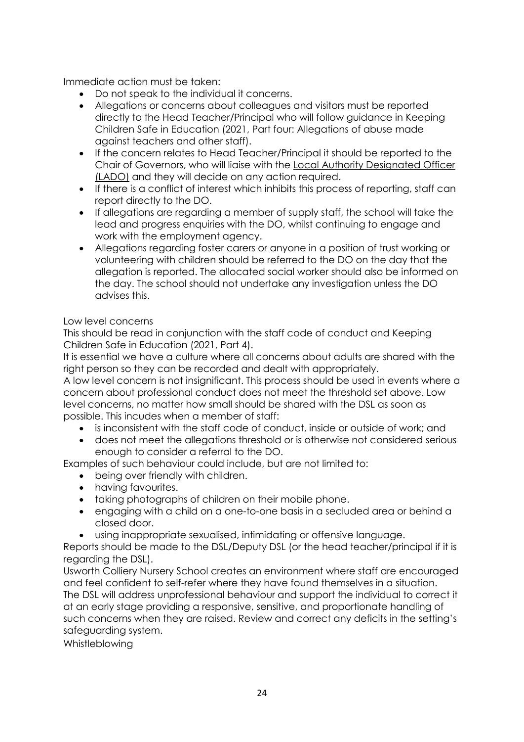Immediate action must be taken:

- Do not speak to the individual it concerns.
- Allegations or concerns about colleagues and visitors must be reported directly to the Head Teacher/Principal who will follow guidance in Keeping Children Safe in Education (2021, Part four: Allegations of abuse made against teachers and other staff).
- If the concern relates to Head Teacher/Principal it should be reported to the Chair of Governors, who will liaise with the Local Authority Designated Officer (LADO) and they will decide on any action required.
- If there is a conflict of interest which inhibits this process of reporting, staff can report directly to the DO.
- If allegations are regarding a member of supply staff, the school will take the lead and progress enquiries with the DO, whilst continuing to engage and work with the employment agency.
- Allegations regarding foster carers or anyone in a position of trust working or volunteering with children should be referred to the DO on the day that the allegation is reported. The allocated social worker should also be informed on the day. The school should not undertake any investigation unless the DO advises this.

Low level concerns

This should be read in conjunction with the staff code of conduct and Keeping Children Safe in Education (2021, Part 4).

It is essential we have a culture where all concerns about adults are shared with the right person so they can be recorded and dealt with appropriately.

A low level concern is not insignificant. This process should be used in events where a concern about professional conduct does not meet the threshold set above. Low level concerns, no matter how small should be shared with the DSL as soon as possible. This incudes when a member of staff:

- is inconsistent with the staff code of conduct, inside or outside of work; and
- does not meet the allegations threshold or is otherwise not considered serious enough to consider a referral to the DO.

Examples of such behaviour could include, but are not limited to:

- being over friendly with children.
- having favourites.
- taking photographs of children on their mobile phone.
- engaging with a child on a one-to-one basis in a secluded area or behind a closed door.
- using inappropriate sexualised, intimidating or offensive language.

Reports should be made to the DSL/Deputy DSL (or the head teacher/principal if it is regarding the DSL).

Usworth Colliery Nursery School creates an environment where staff are encouraged and feel confident to self-refer where they have found themselves in a situation.

The DSL will address unprofessional behaviour and support the individual to correct it at an early stage providing a responsive, sensitive, and proportionate handling of such concerns when they are raised. Review and correct any deficits in the setting's safeguarding system.

Whistleblowing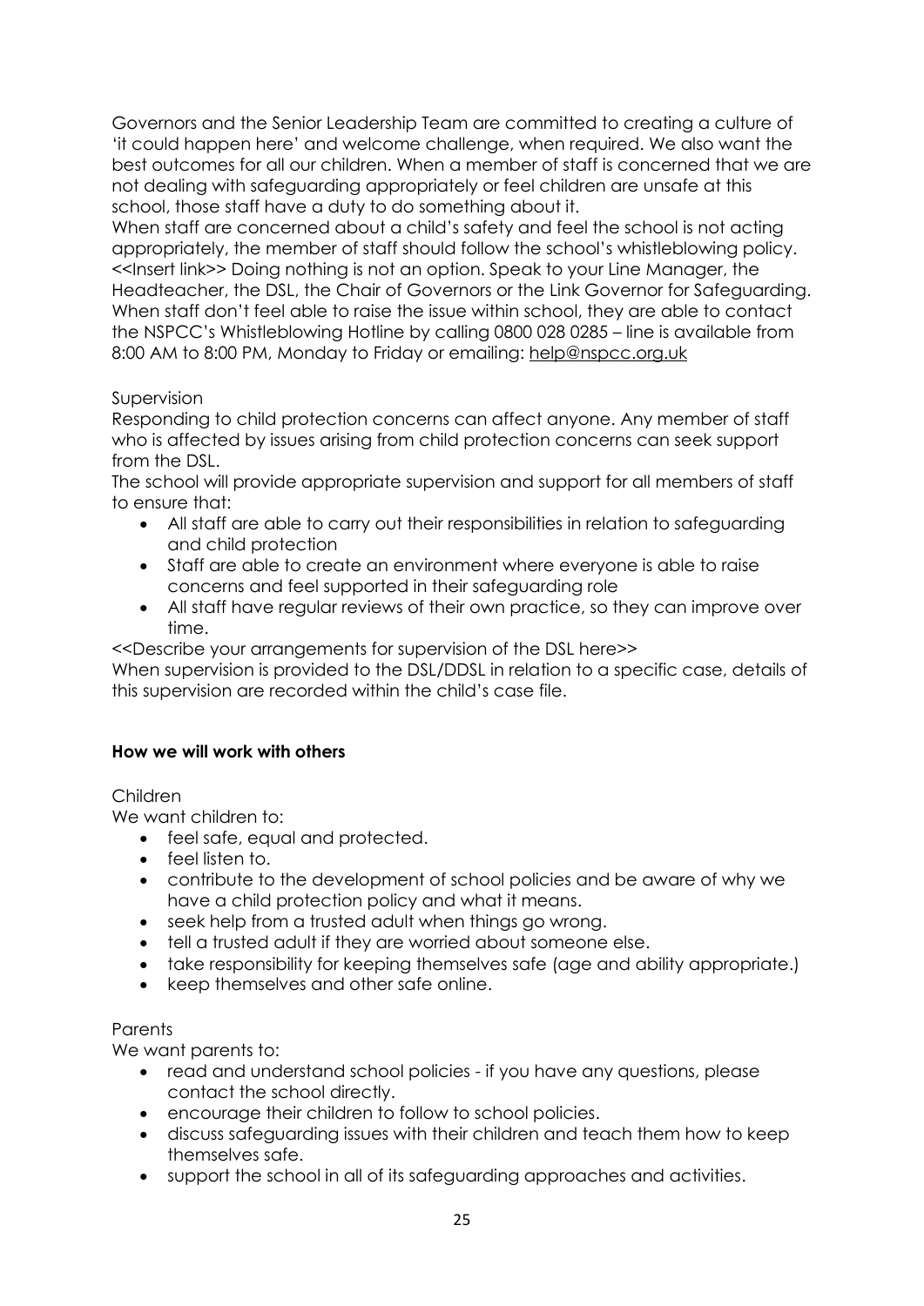Governors and the Senior Leadership Team are committed to creating a culture of 'it could happen here' and welcome challenge, when required. We also want the best outcomes for all our children. When a member of staff is concerned that we are not dealing with safeguarding appropriately or feel children are unsafe at this school, those staff have a duty to do something about it.

When staff are concerned about a child's safety and feel the school is not acting appropriately, the member of staff should follow the school's whistleblowing policy. <<Insert link>> Doing nothing is not an option. Speak to your Line Manager, the Headteacher, the DSL, the Chair of Governors or the Link Governor for Safeguarding. When staff don't feel able to raise the issue within school, they are able to contact the NSPCC's Whistleblowing Hotline by calling 0800 028 0285 – line is available from 8:00 AM to 8:00 PM, Monday to Friday or emailing: help@nspcc.org.uk

Supervision

Responding to child protection concerns can affect anyone. Any member of staff who is affected by issues arising from child protection concerns can seek support from the DSL.

The school will provide appropriate supervision and support for all members of staff to ensure that:

- All staff are able to carry out their responsibilities in relation to safeguarding and child protection
- Staff are able to create an environment where everyone is able to raise concerns and feel supported in their safeguarding role
- All staff have regular reviews of their own practice, so they can improve over time.

<<Describe your arrangements for supervision of the DSL here>>

When supervision is provided to the DSL/DDSL in relation to a specific case, details of this supervision are recorded within the child's case file.

**How we will work with others**

Children

We want children to:

- feel safe, equal and protected.
- feel listen to.
- contribute to the development of school policies and be aware of why we have a child protection policy and what it means.
- seek help from a trusted adult when things go wrong.
- tell a trusted adult if they are worried about someone else.
- take responsibility for keeping themselves safe (age and ability appropriate.)
- keep themselves and other safe online.

Parents

We want parents to:

- read and understand school policies - if you have any questions, please contact the school directly.
- encourage their children to follow to school policies.
- discuss safeguarding issues with their children and teach them how to keep themselves safe.
- support the school in all of its safeguarding approaches and activities.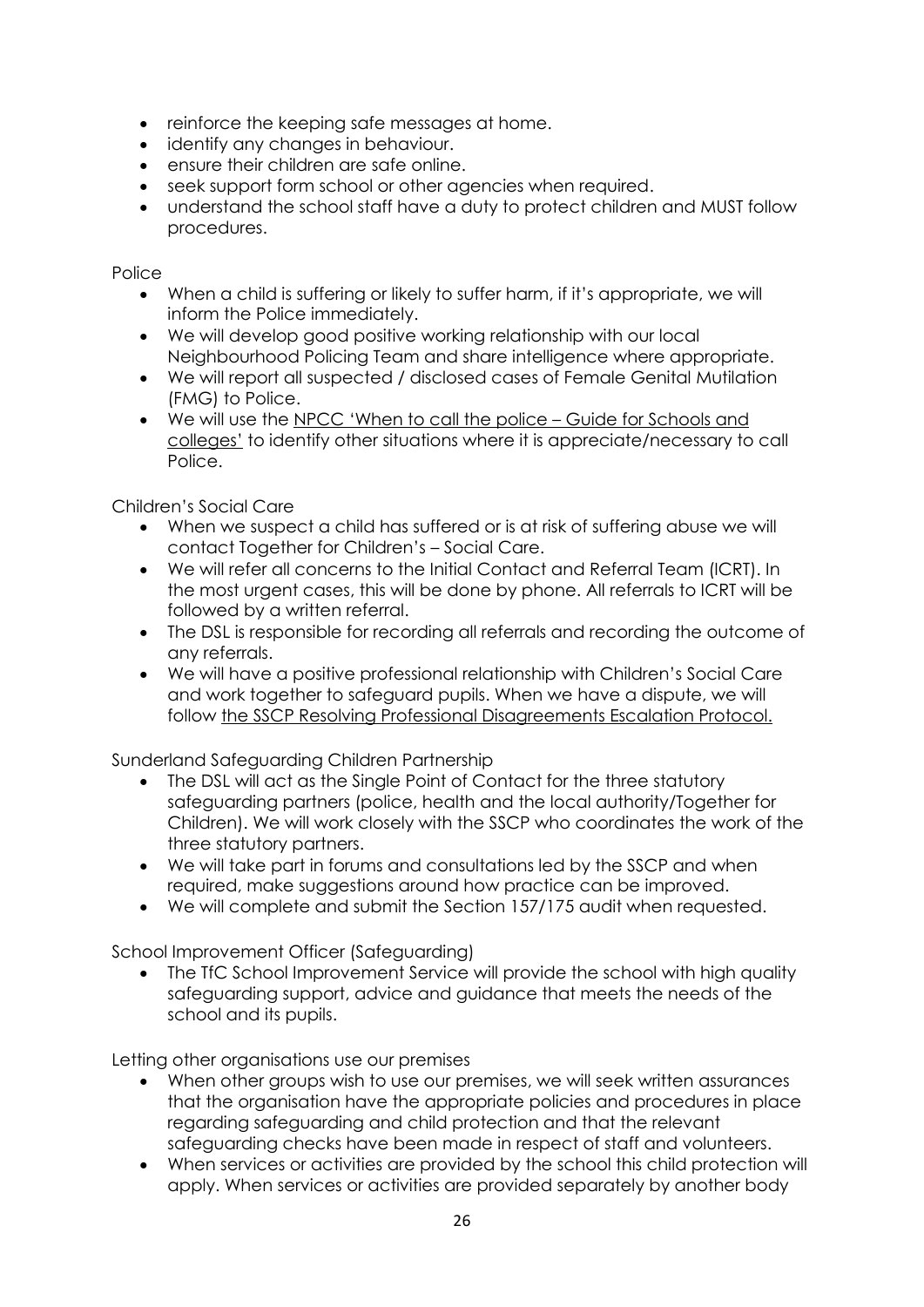- reinforce the keeping safe messages at home.
- identify any changes in behaviour.
- ensure their children are safe online.
- seek support form school or other agencies when required.
- understand the school staff have a duty to protect children and MUST follow procedures.

Police

- When a child is suffering or likely to suffer harm, if it's appropriate, we will inform the Police immediately.
- We will develop good positive working relationship with our local Neighbourhood Policing Team and share intelligence where appropriate.
- We will report all suspected / disclosed cases of Female Genital Mutilation (FMG) to Police.
- We will use the NPCC 'When to call the police – Guide for Schools and colleges' to identify other situations where it is appreciate/necessary to call Police.

Children's Social Care

- When we suspect a child has suffered or is at risk of suffering abuse we will contact Together for Children's – Social Care.
- We will refer all concerns to the Initial Contact and Referral Team (ICRT). In the most urgent cases, this will be done by phone. All referrals to ICRT will be followed by a written referral.
- The DSL is responsible for recording all referrals and recording the outcome of any referrals.
- We will have a positive professional relationship with Children's Social Care and work together to safeguard pupils. When we have a dispute, we will follow the SSCP Resolving Professional Disagreements Escalation Protocol.

Sunderland Safeguarding Children Partnership

- The DSL will act as the Single Point of Contact for the three statutory safeguarding partners (police, health and the local authority/Together for Children). We will work closely with the SSCP who coordinates the work of the three statutory partners.
- We will take part in forums and consultations led by the SSCP and when required, make suggestions around how practice can be improved.
- We will complete and submit the Section 157/175 audit when requested.

School Improvement Officer (Safeguarding)

- The TfC School Improvement Service will provide the school with high quality safeguarding support, advice and guidance that meets the needs of the school and its pupils.

Letting other organisations use our premises

- When other groups wish to use our premises, we will seek written assurances that the organisation have the appropriate policies and procedures in place regarding safeguarding and child protection and that the relevant safeguarding checks have been made in respect of staff and volunteers.
- When services or activities are provided by the school this child protection will apply. When services or activities are provided separately by another body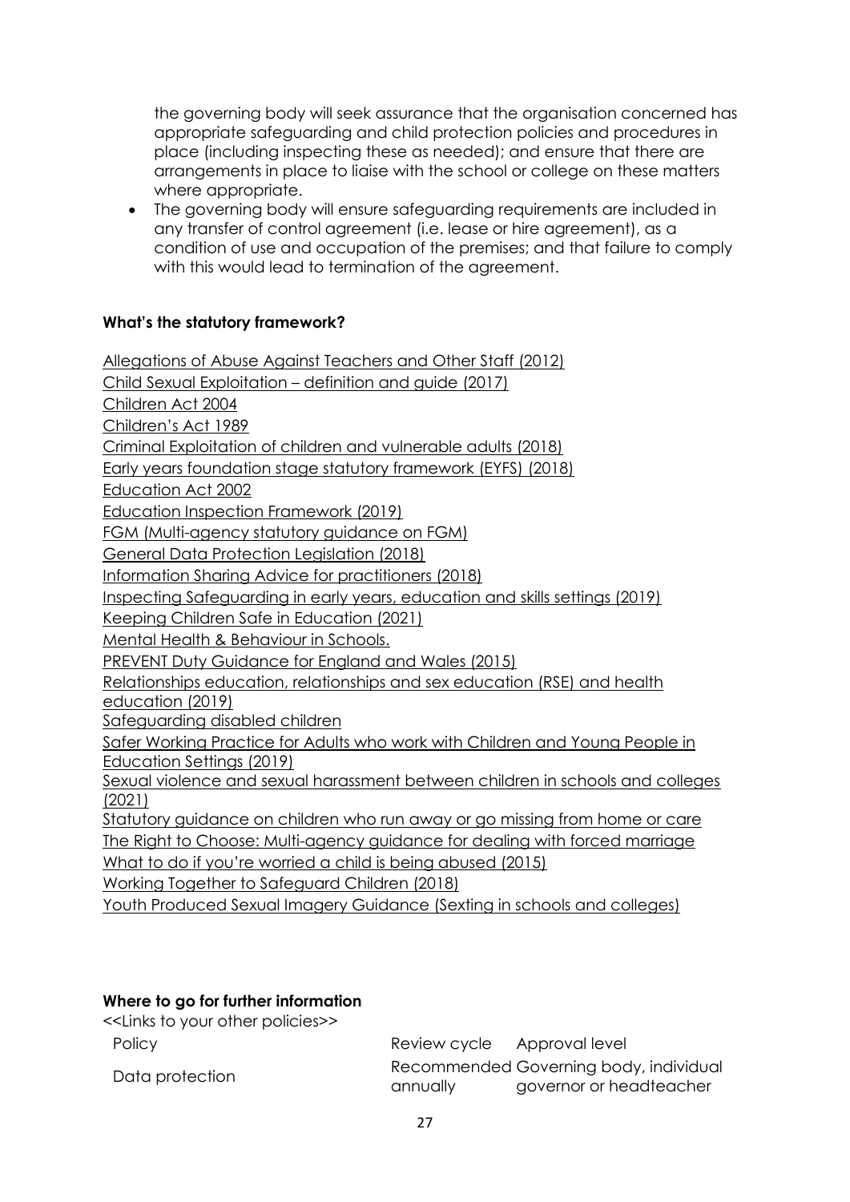the governing body will seek assurance that the organisation concerned has appropriate safeguarding and child protection policies and procedures in place (including inspecting these as needed); and ensure that there are arrangements in place to liaise with the school or college on these matters where appropriate.

- The governing body will ensure safeguarding requirements are included in any transfer of control agreement (i.e. lease or hire agreement), as a condition of use and occupation of the premises; and that failure to comply with this would lead to termination of the agreement.

**What's the statutory framework?**

Allegations of Abuse Against Teachers and Other Staff (2012)
Child Sexual Exploitation – definition and guide (2017)
Children Act 2004
Children's Act 1989
Criminal Exploitation of children and vulnerable adults (2018)
Early years foundation stage statutory framework (EYFS) (2018)
Education Act 2002
Education Inspection Framework (2019)
FGM (Multi-agency statutory guidance on FGM)
General Data Protection Legislation (2018)
Information Sharing Advice for practitioners (2018)
Inspecting Safeguarding in early years, education and skills settings (2019)
Keeping Children Safe in Education (2021)
Mental Health & Behaviour in Schools.
PREVENT Duty Guidance for England and Wales (2015)
Relationships education, relationships and sex education (RSE) and health education (2019)
Safeguarding disabled children
Safer Working Practice for Adults who work with Children and Young People in Education Settings (2019)
Sexual violence and sexual harassment between children in schools and colleges (2021)
Statutory guidance on children who run away or go missing from home or care
The Right to Choose: Multi-agency guidance for dealing with forced marriage
What to do if you're worried a child is being abused (2015)
Working Together to Safeguard Children (2018)
Youth Produced Sexual Imagery Guidance (Sexting in schools and colleges)

**Where to go for further information**

<<Links to your other policies>>

| Policy | Review cycle | Approval level |
|---|---|---|
| Data protection | Recommended annually | Governing body, individual governor or headteacher |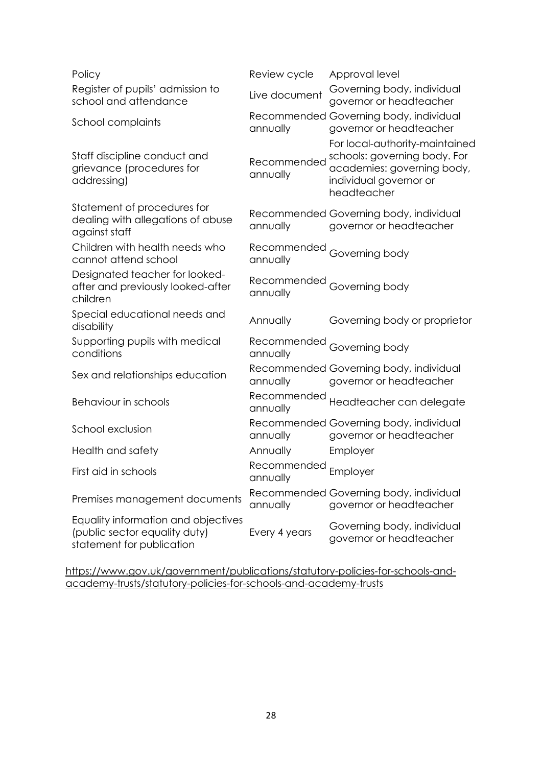| Policy | Review cycle | Approval level |
|---|---|---|
| Register of pupils' admission to school and attendance | Live document | Governing body, individual governor or headteacher |
| School complaints | Recommended annually | Governing body, individual governor or headteacher |
| Staff discipline conduct and grievance (procedures for addressing) | Recommended annually | For local-authority-maintained schools: governing body. For academies: governing body, individual governor or headteacher |
| Statement of procedures for dealing with allegations of abuse against staff | Recommended annually | Governing body, individual governor or headteacher |
| Children with health needs who cannot attend school | Recommended annually | Governing body |
| Designated teacher for looked-after and previously looked-after children | Recommended annually | Governing body |
| Special educational needs and disability | Annually | Governing body or proprietor |
| Supporting pupils with medical conditions | Recommended annually | Governing body |
| Sex and relationships education | Recommended annually | Governing body, individual governor or headteacher |
| Behaviour in schools | Recommended annually | Headteacher can delegate |
| School exclusion | Recommended annually | Governing body, individual governor or headteacher |
| Health and safety | Annually | Employer |
| First aid in schools | Recommended annually | Employer |
| Premises management documents | Recommended annually | Governing body, individual governor or headteacher |
| Equality information and objectives (public sector equality duty) statement for publication | Every 4 years | Governing body, individual governor or headteacher |

https://www.gov.uk/government/publications/statutory-policies-for-schools-and-academy-trusts/statutory-policies-for-schools-and-academy-trusts